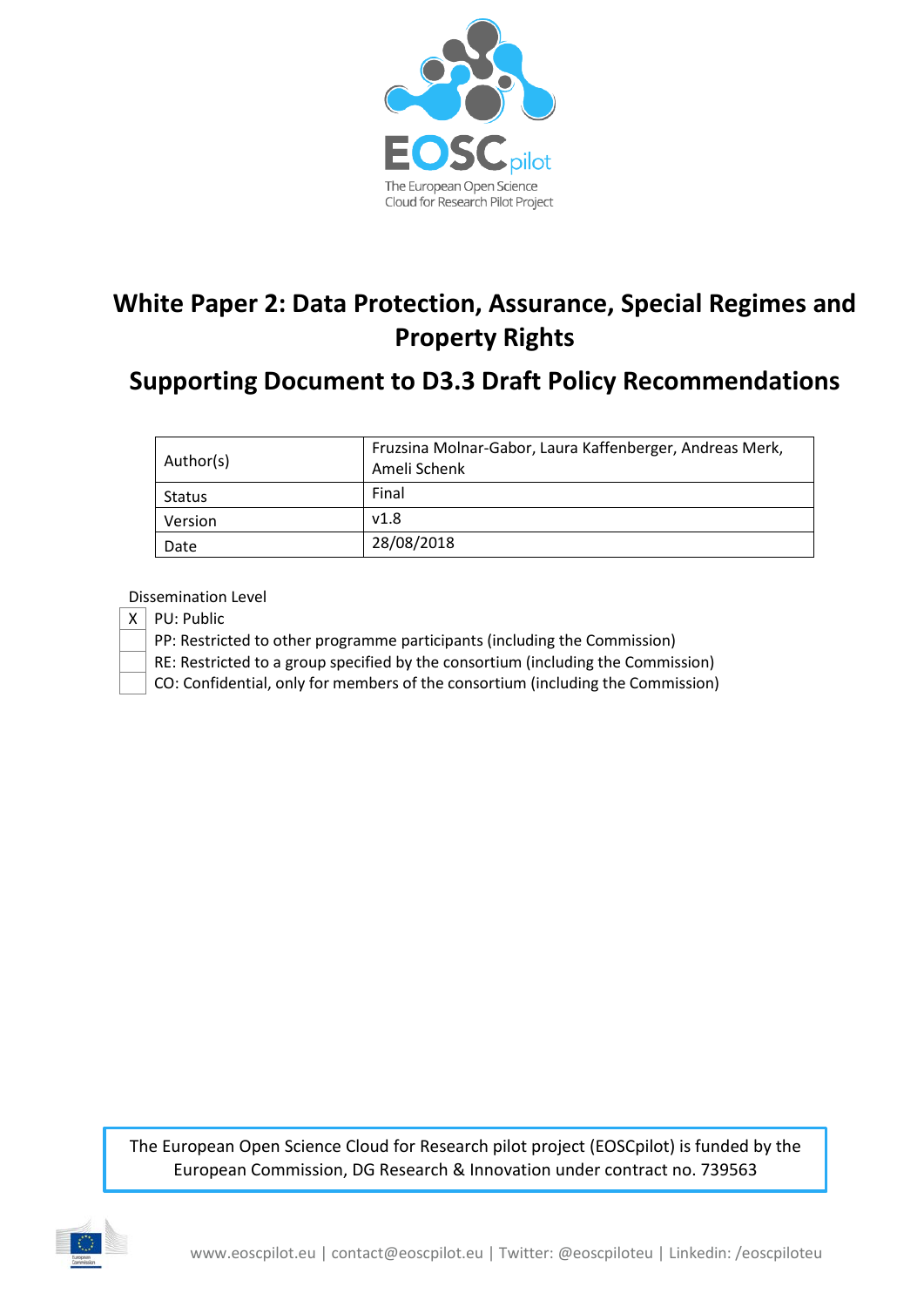EOSCpilot

The European Open Science Cloud for Research Pilot Project

# White Paper 2: Data Protection, Assurance, Special Regimes and Property Rights

## Supporting Document to D3.3 Draft Policy Recommendations

| | |
|---|---|
| Author(s) | Fruzsina Molnar-Gabor, Laura Kaffenberger, Andreas Merk, Ameli Schenk |
| Status | Final |
| Version | v1.8 |
| Date | 28/08/2018 |

Dissemination Level

| | |
|---|---|
| X | PU: Public |
| | PP: Restricted to other programme participants (including the Commission) |
| | RE: Restricted to a group specified by the consortium (including the Commission) |
| | CO: Confidential, only for members of the consortium (including the Commission) |

The European Open Science Cloud for Research pilot project (EOSCpilot) is funded by the European Commission, DG Research & Innovation under contract no. 739563

www.eoscpilot.eu | contact@eoscpilot.eu | Twitter: @eoscpiloteu | Linkedin: /eoscpiloteu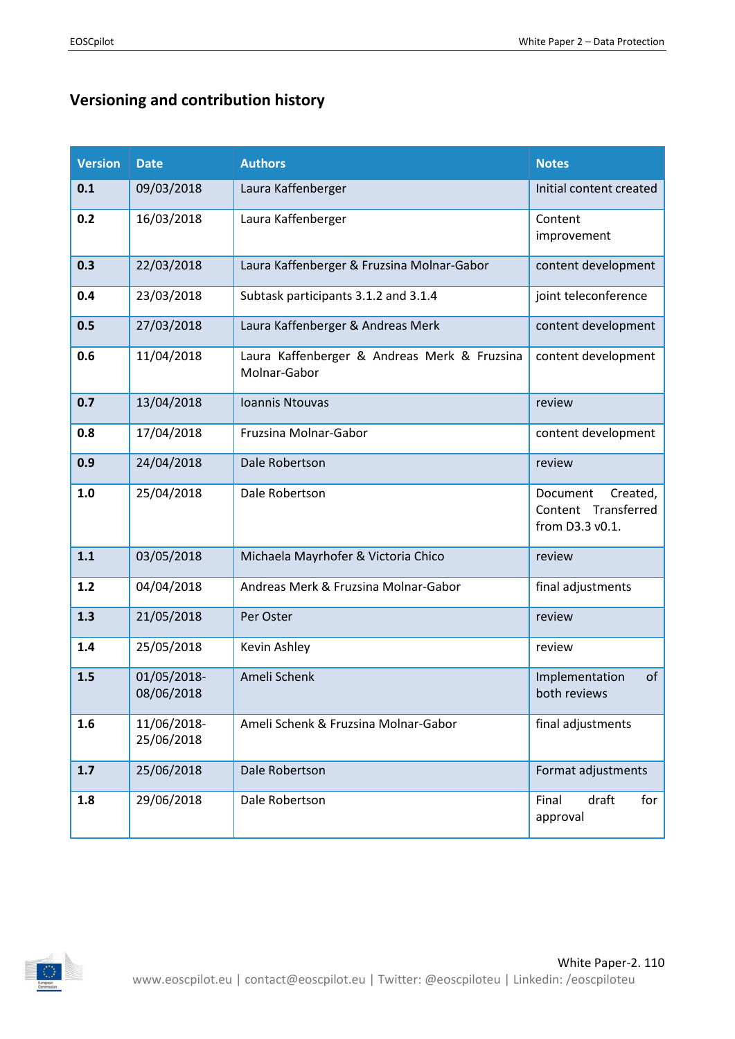## Versioning and contribution history

| Version | Date | Authors | Notes |
|---|---|---|---|
| **0.1** | 09/03/2018 | Laura Kaffenberger | Initial content created |
| **0.2** | 16/03/2018 | Laura Kaffenberger | Content improvement |
| **0.3** | 22/03/2018 | Laura Kaffenberger & Fruzsina Molnar-Gabor | content development |
| **0.4** | 23/03/2018 | Subtask participants 3.1.2 and 3.1.4 | joint teleconference |
| **0.5** | 27/03/2018 | Laura Kaffenberger & Andreas Merk | content development |
| **0.6** | 11/04/2018 | Laura Kaffenberger & Andreas Merk & Fruzsina Molnar-Gabor | content development |
| **0.7** | 13/04/2018 | Ioannis Ntouvas | review |
| **0.8** | 17/04/2018 | Fruzsina Molnar-Gabor | content development |
| **0.9** | 24/04/2018 | Dale Robertson | review |
| **1.0** | 25/04/2018 | Dale Robertson | Document Created, Content Transferred from D3.3 v0.1. |
| **1.1** | 03/05/2018 | Michaela Mayrhofer & Victoria Chico | review |
| **1.2** | 04/04/2018 | Andreas Merk & Fruzsina Molnar-Gabor | final adjustments |
| **1.3** | 21/05/2018 | Per Oster | review |
| **1.4** | 25/05/2018 | Kevin Ashley | review |
| **1.5** | 01/05/2018-08/06/2018 | Ameli Schenk | Implementation of both reviews |
| **1.6** | 11/06/2018-25/06/2018 | Ameli Schenk & Fruzsina Molnar-Gabor | final adjustments |
| **1.7** | 25/06/2018 | Dale Robertson | Format adjustments |
| **1.8** | 29/06/2018 | Dale Robertson | Final draft for approval |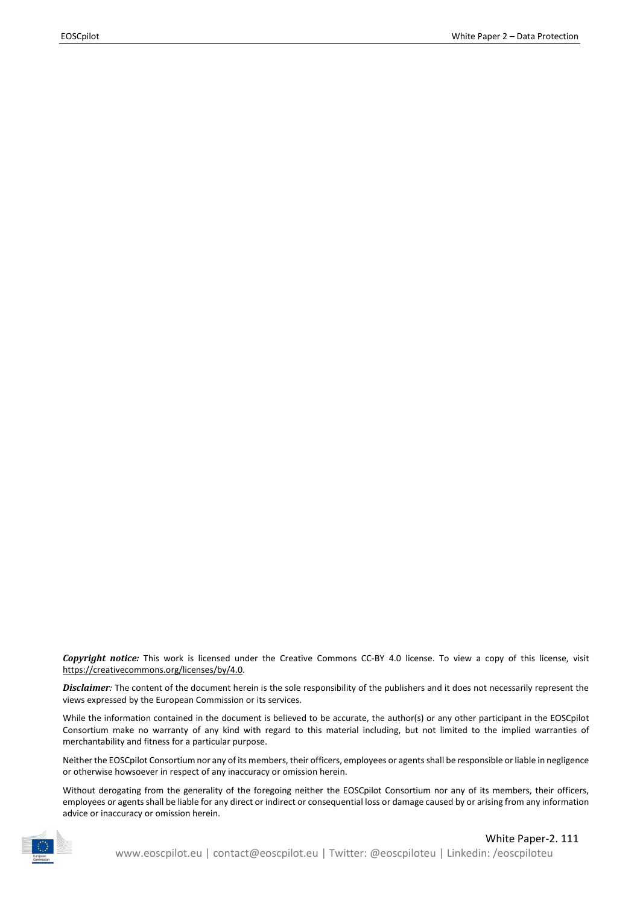***Copyright notice:*** This work is licensed under the Creative Commons CC-BY 4.0 license. To view a copy of this license, visit https://creativecommons.org/licenses/by/4.0.

***Disclaimer**:* The content of the document herein is the sole responsibility of the publishers and it does not necessarily represent the views expressed by the European Commission or its services.

While the information contained in the document is believed to be accurate, the author(s) or any other participant in the EOSCpilot Consortium make no warranty of any kind with regard to this material including, but not limited to the implied warranties of merchantability and fitness for a particular purpose.

Neither the EOSCpilot Consortium nor any of its members, their officers, employees or agents shall be responsible or liable in negligence or otherwise howsoever in respect of any inaccuracy or omission herein.

Without derogating from the generality of the foregoing neither the EOSCpilot Consortium nor any of its members, their officers, employees or agents shall be liable for any direct or indirect or consequential loss or damage caused by or arising from any information advice or inaccuracy or omission herein.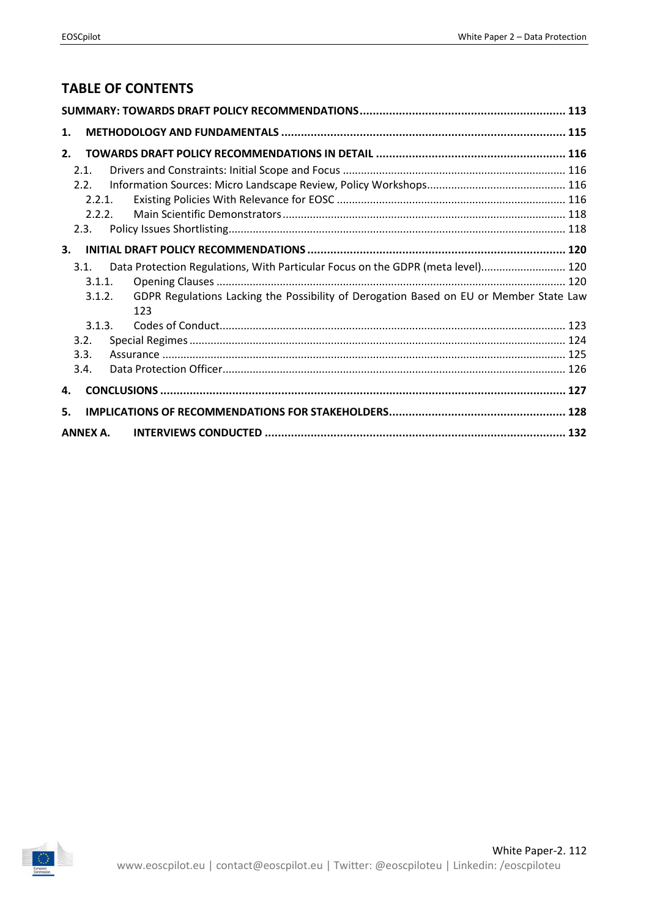## TABLE OF CONTENTS

**SUMMARY: TOWARDS DRAFT POLICY RECOMMENDATIONS ..... 113**

**1. METHODOLOGY AND FUNDAMENTALS ..... 115**

**2. TOWARDS DRAFT POLICY RECOMMENDATIONS IN DETAIL ..... 116**

- 2.1. Drivers and Constraints: Initial Scope and Focus ..... 116
- 2.2. Information Sources: Micro Landscape Review, Policy Workshops ..... 116
  - 2.2.1. Existing Policies With Relevance for EOSC ..... 116
  - 2.2.2. Main Scientific Demonstrators ..... 118
- 2.3. Policy Issues Shortlisting ..... 118

**3. INITIAL DRAFT POLICY RECOMMENDATIONS ..... 120**

- 3.1. Data Protection Regulations, With Particular Focus on the GDPR (meta level) ..... 120
  - 3.1.1. Opening Clauses ..... 120
  - 3.1.2. GDPR Regulations Lacking the Possibility of Derogation Based on EU or Member State Law ..... 123
  - 3.1.3. Codes of Conduct ..... 123
- 3.2. Special Regimes ..... 124
- 3.3. Assurance ..... 125
- 3.4. Data Protection Officer ..... 126

**4. CONCLUSIONS ..... 127**

**5. IMPLICATIONS OF RECOMMENDATIONS FOR STAKEHOLDERS ..... 128**

**ANNEX A. INTERVIEWS CONDUCTED ..... 132**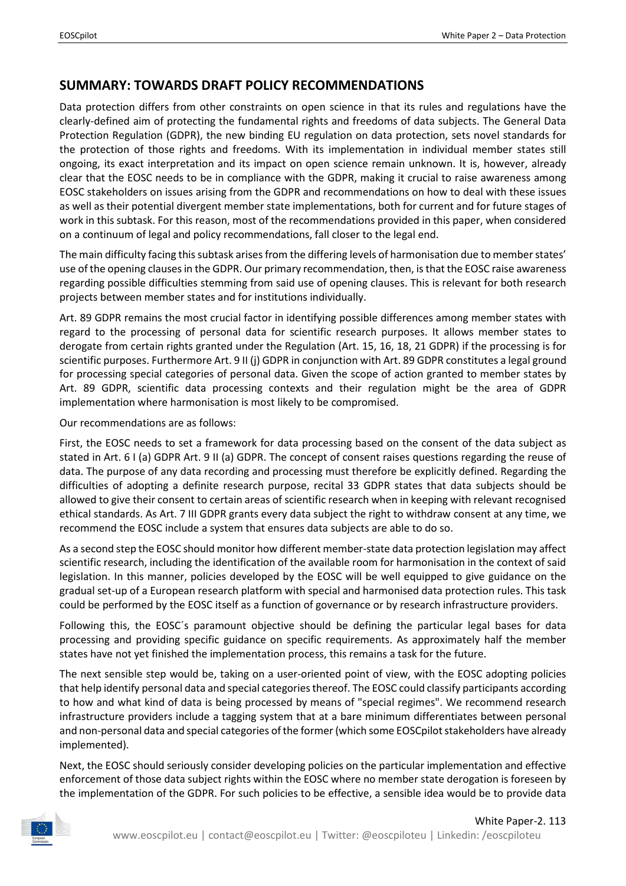## SUMMARY: TOWARDS DRAFT POLICY RECOMMENDATIONS

Data protection differs from other constraints on open science in that its rules and regulations have the clearly-defined aim of protecting the fundamental rights and freedoms of data subjects. The General Data Protection Regulation (GDPR), the new binding EU regulation on data protection, sets novel standards for the protection of those rights and freedoms. With its implementation in individual member states still ongoing, its exact interpretation and its impact on open science remain unknown. It is, however, already clear that the EOSC needs to be in compliance with the GDPR, making it crucial to raise awareness among EOSC stakeholders on issues arising from the GDPR and recommendations on how to deal with these issues as well as their potential divergent member state implementations, both for current and for future stages of work in this subtask. For this reason, most of the recommendations provided in this paper, when considered on a continuum of legal and policy recommendations, fall closer to the legal end.

The main difficulty facing this subtask arises from the differing levels of harmonisation due to member states' use of the opening clauses in the GDPR. Our primary recommendation, then, is that the EOSC raise awareness regarding possible difficulties stemming from said use of opening clauses. This is relevant for both research projects between member states and for institutions individually.

Art. 89 GDPR remains the most crucial factor in identifying possible differences among member states with regard to the processing of personal data for scientific research purposes. It allows member states to derogate from certain rights granted under the Regulation (Art. 15, 16, 18, 21 GDPR) if the processing is for scientific purposes. Furthermore Art. 9 II (j) GDPR in conjunction with Art. 89 GDPR constitutes a legal ground for processing special categories of personal data. Given the scope of action granted to member states by Art. 89 GDPR, scientific data processing contexts and their regulation might be the area of GDPR implementation where harmonisation is most likely to be compromised.

Our recommendations are as follows:

First, the EOSC needs to set a framework for data processing based on the consent of the data subject as stated in Art. 6 I (a) GDPR Art. 9 II (a) GDPR. The concept of consent raises questions regarding the reuse of data. The purpose of any data recording and processing must therefore be explicitly defined. Regarding the difficulties of adopting a definite research purpose, recital 33 GDPR states that data subjects should be allowed to give their consent to certain areas of scientific research when in keeping with relevant recognised ethical standards. As Art. 7 III GDPR grants every data subject the right to withdraw consent at any time, we recommend the EOSC include a system that ensures data subjects are able to do so.

As a second step the EOSC should monitor how different member-state data protection legislation may affect scientific research, including the identification of the available room for harmonisation in the context of said legislation. In this manner, policies developed by the EOSC will be well equipped to give guidance on the gradual set-up of a European research platform with special and harmonised data protection rules. This task could be performed by the EOSC itself as a function of governance or by research infrastructure providers.

Following this, the EOSC´s paramount objective should be defining the particular legal bases for data processing and providing specific guidance on specific requirements. As approximately half the member states have not yet finished the implementation process, this remains a task for the future.

The next sensible step would be, taking on a user-oriented point of view, with the EOSC adopting policies that help identify personal data and special categories thereof. The EOSC could classify participants according to how and what kind of data is being processed by means of "special regimes". We recommend research infrastructure providers include a tagging system that at a bare minimum differentiates between personal and non-personal data and special categories of the former (which some EOSCpilot stakeholders have already implemented).

Next, the EOSC should seriously consider developing policies on the particular implementation and effective enforcement of those data subject rights within the EOSC where no member state derogation is foreseen by the implementation of the GDPR. For such policies to be effective, a sensible idea would be to provide data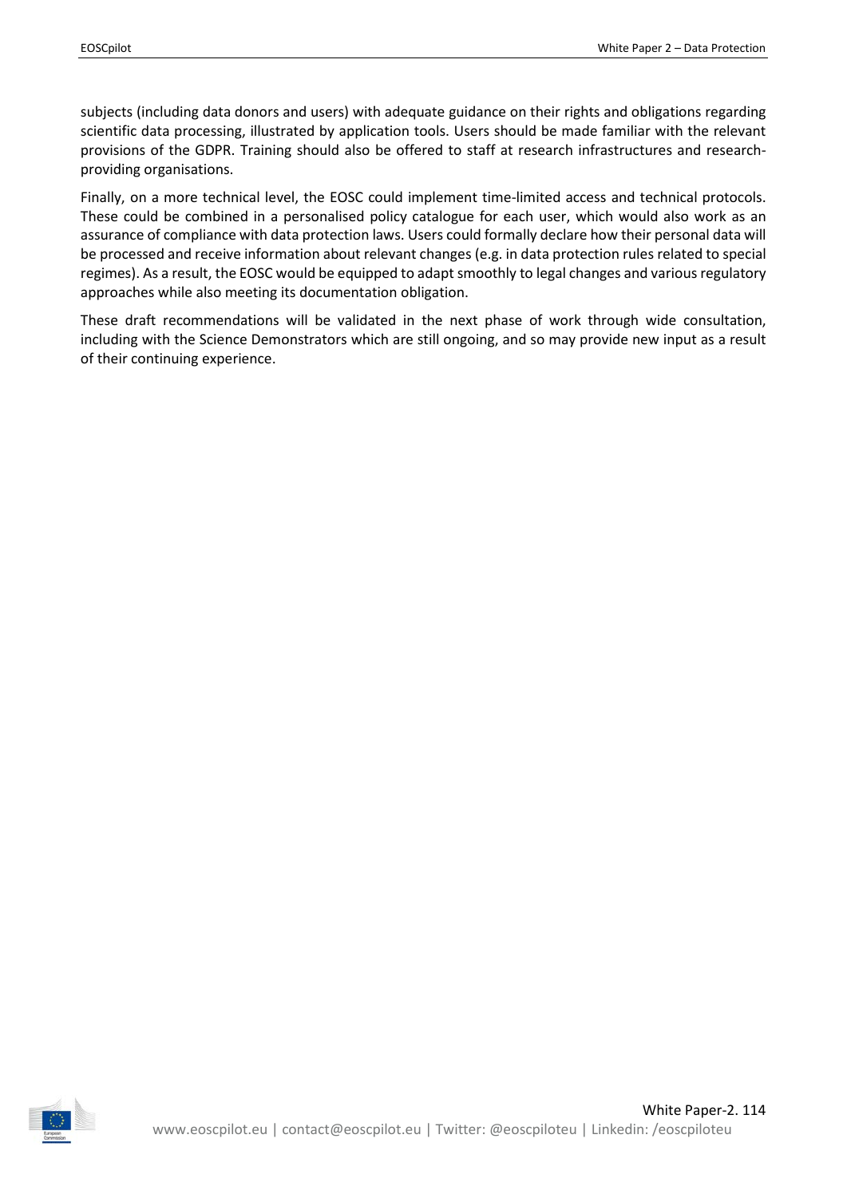subjects (including data donors and users) with adequate guidance on their rights and obligations regarding scientific data processing, illustrated by application tools. Users should be made familiar with the relevant provisions of the GDPR. Training should also be offered to staff at research infrastructures and research-providing organisations.

Finally, on a more technical level, the EOSC could implement time-limited access and technical protocols. These could be combined in a personalised policy catalogue for each user, which would also work as an assurance of compliance with data protection laws. Users could formally declare how their personal data will be processed and receive information about relevant changes (e.g. in data protection rules related to special regimes). As a result, the EOSC would be equipped to adapt smoothly to legal changes and various regulatory approaches while also meeting its documentation obligation.

These draft recommendations will be validated in the next phase of work through wide consultation, including with the Science Demonstrators which are still ongoing, and so may provide new input as a result of their continuing experience.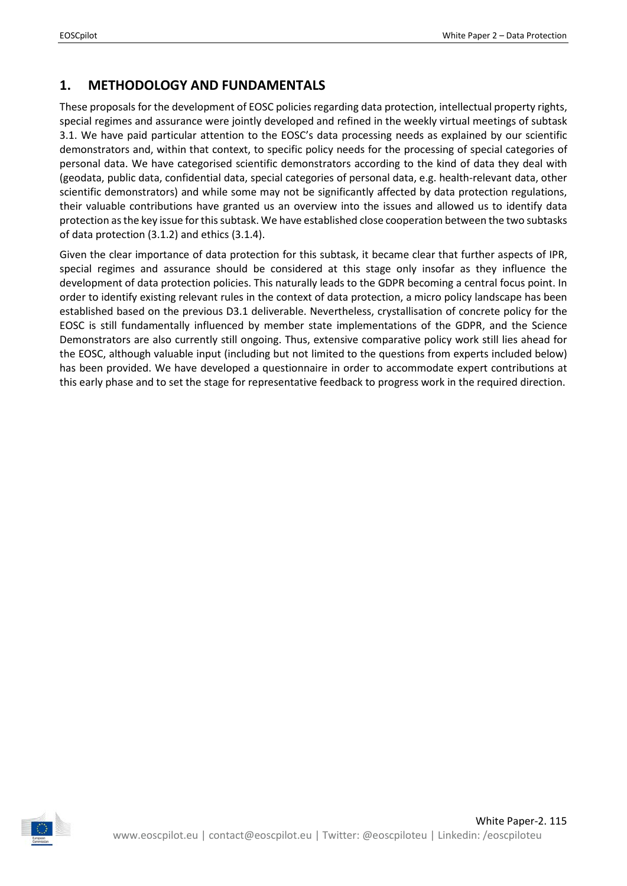## 1. METHODOLOGY AND FUNDAMENTALS

These proposals for the development of EOSC policies regarding data protection, intellectual property rights, special regimes and assurance were jointly developed and refined in the weekly virtual meetings of subtask 3.1. We have paid particular attention to the EOSC's data processing needs as explained by our scientific demonstrators and, within that context, to specific policy needs for the processing of special categories of personal data. We have categorised scientific demonstrators according to the kind of data they deal with (geodata, public data, confidential data, special categories of personal data, e.g. health-relevant data, other scientific demonstrators) and while some may not be significantly affected by data protection regulations, their valuable contributions have granted us an overview into the issues and allowed us to identify data protection as the key issue for this subtask. We have established close cooperation between the two subtasks of data protection (3.1.2) and ethics (3.1.4).

Given the clear importance of data protection for this subtask, it became clear that further aspects of IPR, special regimes and assurance should be considered at this stage only insofar as they influence the development of data protection policies. This naturally leads to the GDPR becoming a central focus point. In order to identify existing relevant rules in the context of data protection, a micro policy landscape has been established based on the previous D3.1 deliverable. Nevertheless, crystallisation of concrete policy for the EOSC is still fundamentally influenced by member state implementations of the GDPR, and the Science Demonstrators are also currently still ongoing. Thus, extensive comparative policy work still lies ahead for the EOSC, although valuable input (including but not limited to the questions from experts included below) has been provided. We have developed a questionnaire in order to accommodate expert contributions at this early phase and to set the stage for representative feedback to progress work in the required direction.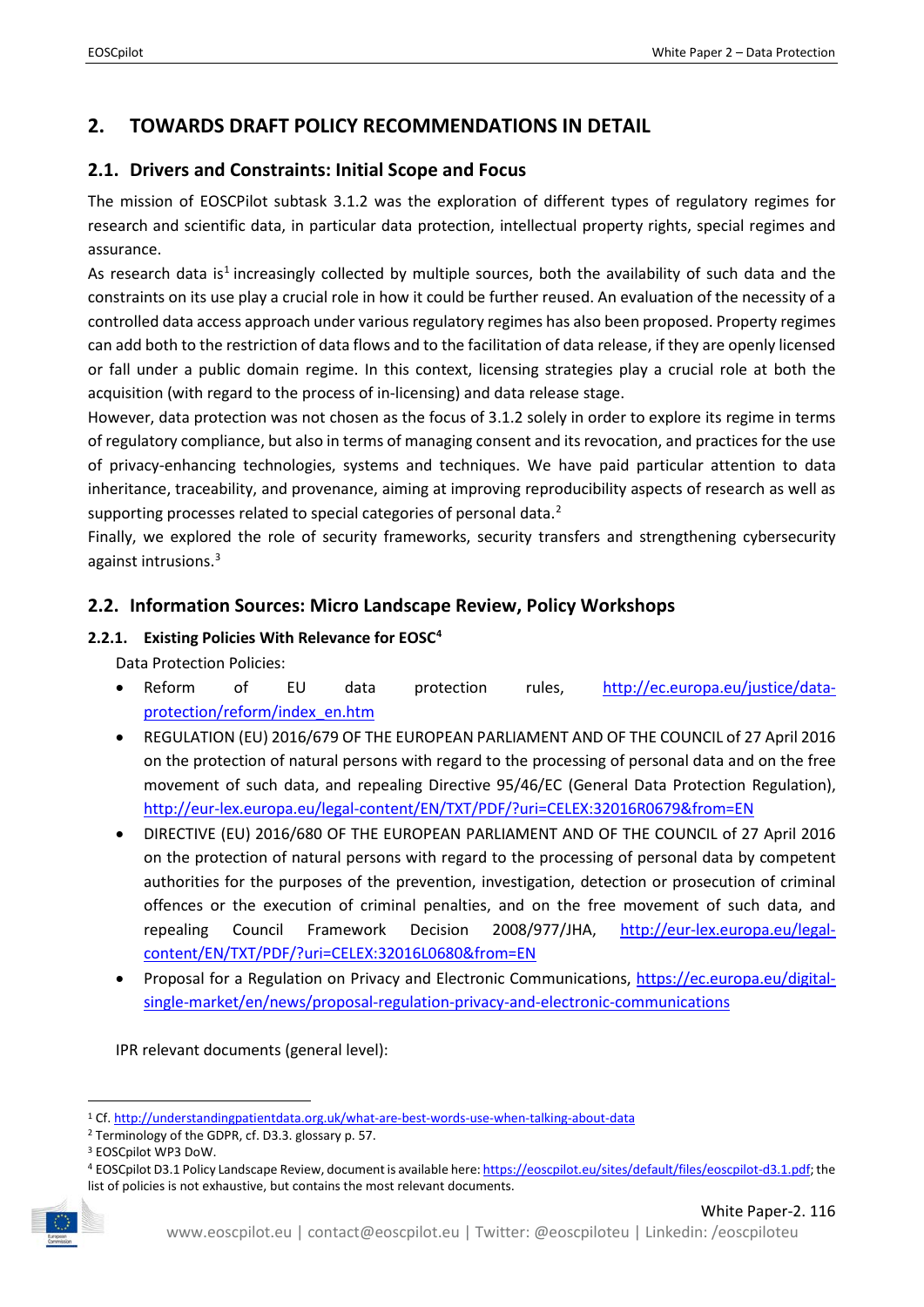# 2. TOWARDS DRAFT POLICY RECOMMENDATIONS IN DETAIL

## 2.1. Drivers and Constraints: Initial Scope and Focus

The mission of EOSCPilot subtask 3.1.2 was the exploration of different types of regulatory regimes for research and scientific data, in particular data protection, intellectual property rights, special regimes and assurance.

As research data is[1] increasingly collected by multiple sources, both the availability of such data and the constraints on its use play a crucial role in how it could be further reused. An evaluation of the necessity of a controlled data access approach under various regulatory regimes has also been proposed. Property regimes can add both to the restriction of data flows and to the facilitation of data release, if they are openly licensed or fall under a public domain regime. In this context, licensing strategies play a crucial role at both the acquisition (with regard to the process of in-licensing) and data release stage.

However, data protection was not chosen as the focus of 3.1.2 solely in order to explore its regime in terms of regulatory compliance, but also in terms of managing consent and its revocation, and practices for the use of privacy-enhancing technologies, systems and techniques. We have paid particular attention to data inheritance, traceability, and provenance, aiming at improving reproducibility aspects of research as well as supporting processes related to special categories of personal data.[2]

Finally, we explored the role of security frameworks, security transfers and strengthening cybersecurity against intrusions.[3]

## 2.2. Information Sources: Micro Landscape Review, Policy Workshops

### 2.2.1. Existing Policies With Relevance for EOSC[4]

Data Protection Policies:

- Reform of EU data protection rules, http://ec.europa.eu/justice/data-protection/reform/index_en.htm
- REGULATION (EU) 2016/679 OF THE EUROPEAN PARLIAMENT AND OF THE COUNCIL of 27 April 2016 on the protection of natural persons with regard to the processing of personal data and on the free movement of such data, and repealing Directive 95/46/EC (General Data Protection Regulation), http://eur-lex.europa.eu/legal-content/EN/TXT/PDF/?uri=CELEX:32016R0679&from=EN
- DIRECTIVE (EU) 2016/680 OF THE EUROPEAN PARLIAMENT AND OF THE COUNCIL of 27 April 2016 on the protection of natural persons with regard to the processing of personal data by competent authorities for the purposes of the prevention, investigation, detection or prosecution of criminal offences or the execution of criminal penalties, and on the free movement of such data, and repealing Council Framework Decision 2008/977/JHA, http://eur-lex.europa.eu/legal-content/EN/TXT/PDF/?uri=CELEX:32016L0680&from=EN
- Proposal for a Regulation on Privacy and Electronic Communications, https://ec.europa.eu/digital-single-market/en/news/proposal-regulation-privacy-and-electronic-communications

IPR relevant documents (general level):

---

[1] Cf. http://understandingpatientdata.org.uk/what-are-best-words-use-when-talking-about-data

[2] Terminology of the GDPR, cf. D3.3. glossary p. 57.

[3] EOSCpilot WP3 DoW.

[4] EOSCpilot D3.1 Policy Landscape Review, document is available here: https://eoscpilot.eu/sites/default/files/eoscpilot-d3.1.pdf; the list of policies is not exhaustive, but contains the most relevant documents.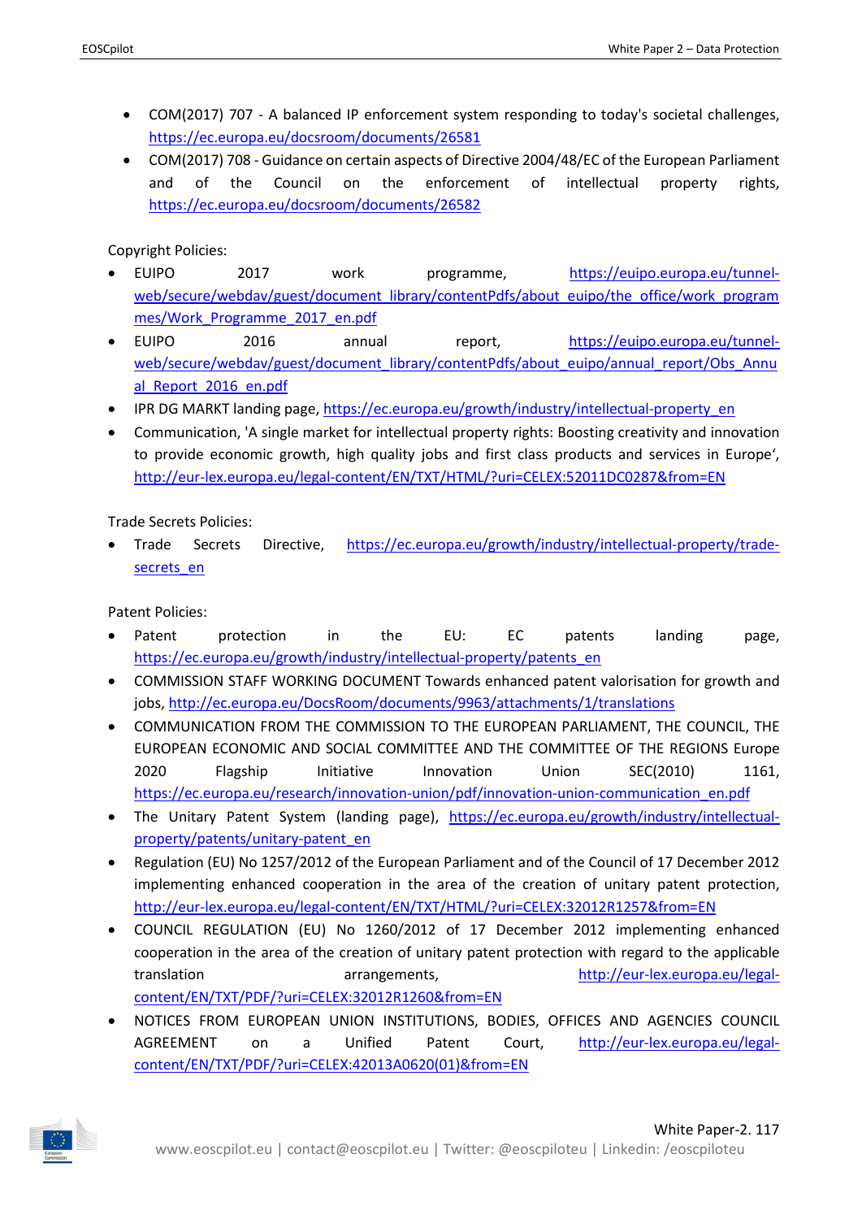- COM(2017) 707 - A balanced IP enforcement system responding to today's societal challenges, https://ec.europa.eu/docsroom/documents/26581
- COM(2017) 708 - Guidance on certain aspects of Directive 2004/48/EC of the European Parliament and of the Council on the enforcement of intellectual property rights, https://ec.europa.eu/docsroom/documents/26582

Copyright Policies:

- EUIPO 2017 work programme, https://euipo.europa.eu/tunnel-web/secure/webdav/guest/document_library/contentPdfs/about_euipo/the_office/work_programmes/Work_Programme_2017_en.pdf
- EUIPO 2016 annual report, https://euipo.europa.eu/tunnel-web/secure/webdav/guest/document_library/contentPdfs/about_euipo/annual_report/Obs_Annual_Report_2016_en.pdf
- IPR DG MARKT landing page, https://ec.europa.eu/growth/industry/intellectual-property_en
- Communication, 'A single market for intellectual property rights: Boosting creativity and innovation to provide economic growth, high quality jobs and first class products and services in Europe', http://eur-lex.europa.eu/legal-content/EN/TXT/HTML/?uri=CELEX:52011DC0287&from=EN

Trade Secrets Policies:

- Trade Secrets Directive, https://ec.europa.eu/growth/industry/intellectual-property/trade-secrets_en

Patent Policies:

- Patent protection in the EU: EC patents landing page, https://ec.europa.eu/growth/industry/intellectual-property/patents_en
- COMMISSION STAFF WORKING DOCUMENT Towards enhanced patent valorisation for growth and jobs, http://ec.europa.eu/DocsRoom/documents/9963/attachments/1/translations
- COMMUNICATION FROM THE COMMISSION TO THE EUROPEAN PARLIAMENT, THE COUNCIL, THE EUROPEAN ECONOMIC AND SOCIAL COMMITTEE AND THE COMMITTEE OF THE REGIONS Europe 2020 Flagship Initiative Innovation Union SEC(2010) 1161, https://ec.europa.eu/research/innovation-union/pdf/innovation-union-communication_en.pdf
- The Unitary Patent System (landing page), https://ec.europa.eu/growth/industry/intellectual-property/patents/unitary-patent_en
- Regulation (EU) No 1257/2012 of the European Parliament and of the Council of 17 December 2012 implementing enhanced cooperation in the area of the creation of unitary patent protection, http://eur-lex.europa.eu/legal-content/EN/TXT/HTML/?uri=CELEX:32012R1257&from=EN
- COUNCIL REGULATION (EU) No 1260/2012 of 17 December 2012 implementing enhanced cooperation in the area of the creation of unitary patent protection with regard to the applicable translation arrangements, http://eur-lex.europa.eu/legal-content/EN/TXT/PDF/?uri=CELEX:32012R1260&from=EN
- NOTICES FROM EUROPEAN UNION INSTITUTIONS, BODIES, OFFICES AND AGENCIES COUNCIL AGREEMENT on a Unified Patent Court, http://eur-lex.europa.eu/legal-content/EN/TXT/PDF/?uri=CELEX:42013A0620(01)&from=EN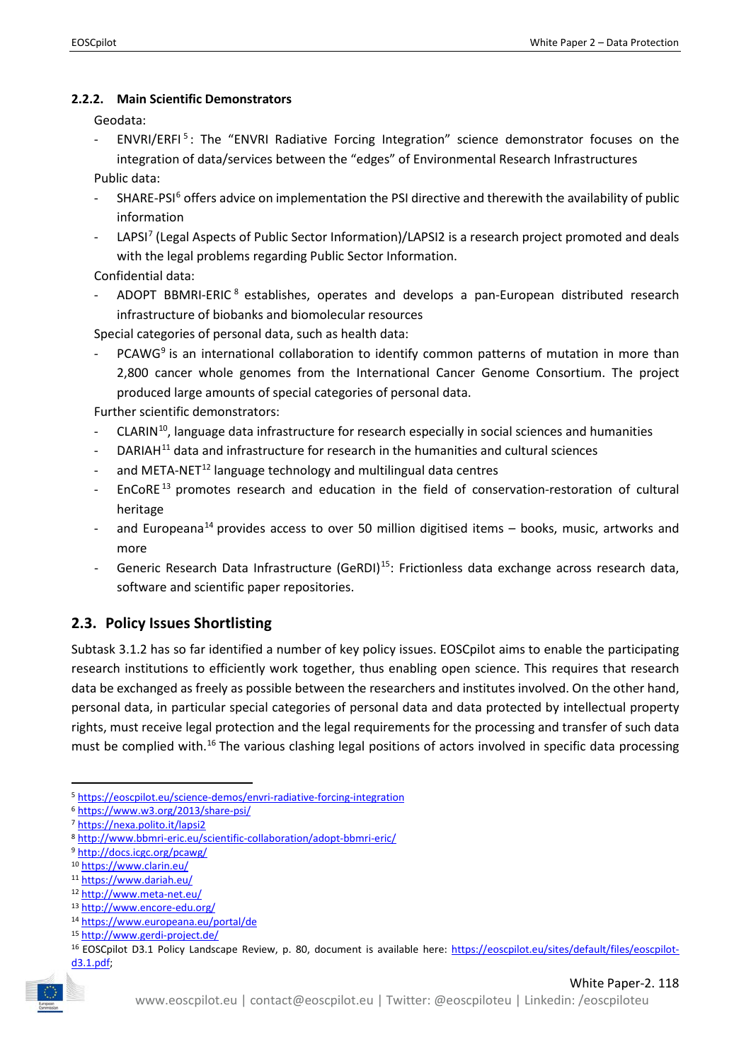### 2.2.2. Main Scientific Demonstrators

Geodata:

- ENVRI/ERFI[5]: The "ENVRI Radiative Forcing Integration" science demonstrator focuses on the integration of data/services between the "edges" of Environmental Research Infrastructures

Public data:

- SHARE-PSI[6] offers advice on implementation the PSI directive and therewith the availability of public information
- LAPSI[7] (Legal Aspects of Public Sector Information)/LAPSI2 is a research project promoted and deals with the legal problems regarding Public Sector Information.

Confidential data:

- ADOPT BBMRI-ERIC[8] establishes, operates and develops a pan-European distributed research infrastructure of biobanks and biomolecular resources

Special categories of personal data, such as health data:

- PCAWG[9] is an international collaboration to identify common patterns of mutation in more than 2,800 cancer whole genomes from the International Cancer Genome Consortium. The project produced large amounts of special categories of personal data.

Further scientific demonstrators:

- CLARIN[10], language data infrastructure for research especially in social sciences and humanities
- DARIAH[11] data and infrastructure for research in the humanities and cultural sciences
- and META-NET[12] language technology and multilingual data centres
- EnCoRE[13] promotes research and education in the field of conservation-restoration of cultural heritage
- and Europeana[14] provides access to over 50 million digitised items – books, music, artworks and more
- Generic Research Data Infrastructure (GeRDI)[15]: Frictionless data exchange across research data, software and scientific paper repositories.

## 2.3. Policy Issues Shortlisting

Subtask 3.1.2 has so far identified a number of key policy issues. EOSCpilot aims to enable the participating research institutions to efficiently work together, thus enabling open science. This requires that research data be exchanged as freely as possible between the researchers and institutes involved. On the other hand, personal data, in particular special categories of personal data and data protected by intellectual property rights, must receive legal protection and the legal requirements for the processing and transfer of such data must be complied with.[16] The various clashing legal positions of actors involved in specific data processing

---

[5] https://eoscpilot.eu/science-demos/envri-radiative-forcing-integration
[6] https://www.w3.org/2013/share-psi/
[7] https://nexa.polito.it/lapsi2
[8] http://www.bbmri-eric.eu/scientific-collaboration/adopt-bbmri-eric/
[9] http://docs.icgc.org/pcawg/
[10] https://www.clarin.eu/
[11] https://www.dariah.eu/
[12] http://www.meta-net.eu/
[13] http://www.encore-edu.org/
[14] https://www.europeana.eu/portal/de
[15] http://www.gerdi-project.de/
[16] EOSCpilot D3.1 Policy Landscape Review, p. 80, document is available here: https://eoscpilot.eu/sites/default/files/eoscpilot-d3.1.pdf;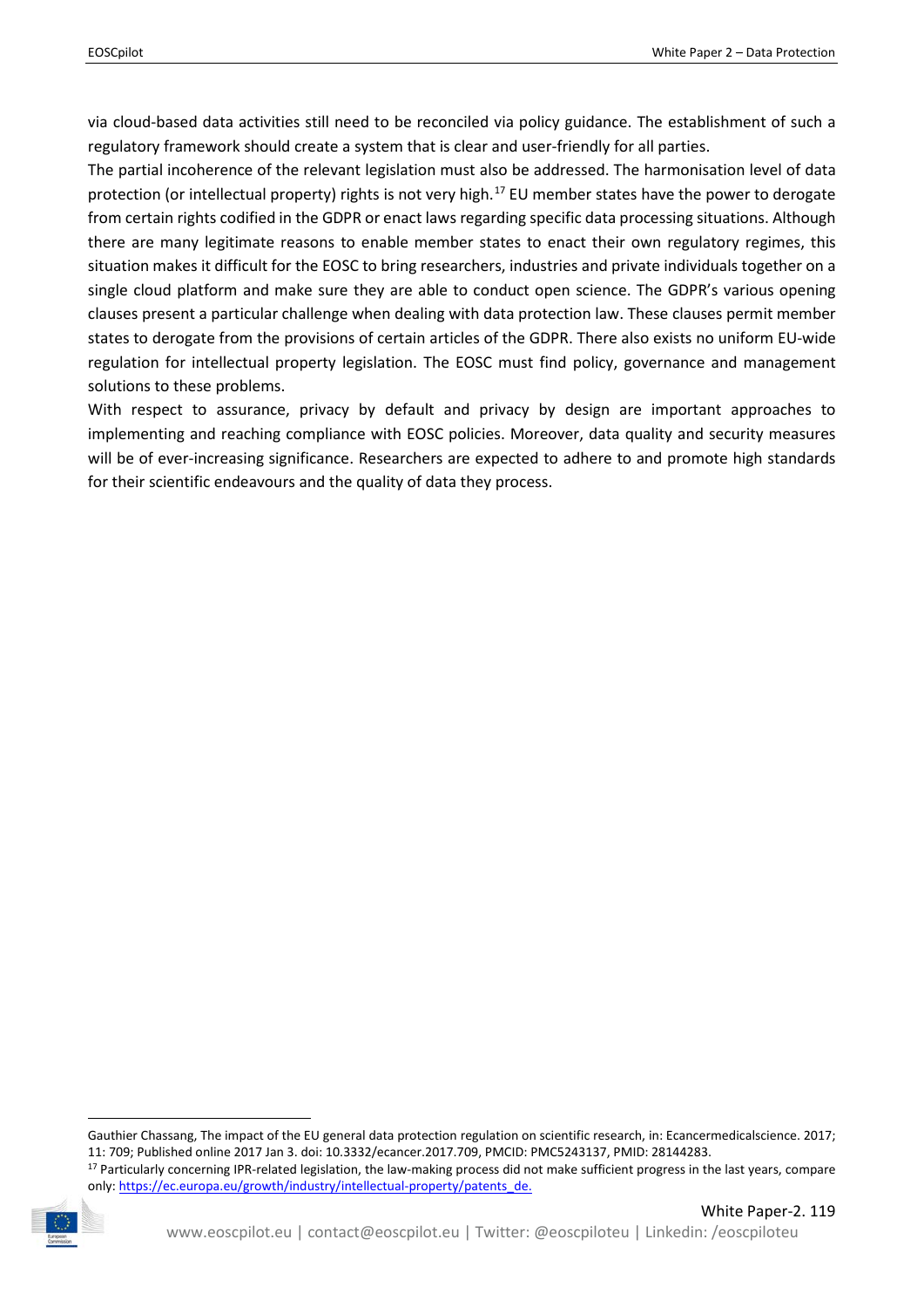via cloud-based data activities still need to be reconciled via policy guidance. The establishment of such a regulatory framework should create a system that is clear and user-friendly for all parties.

The partial incoherence of the relevant legislation must also be addressed. The harmonisation level of data protection (or intellectual property) rights is not very high.[17] EU member states have the power to derogate from certain rights codified in the GDPR or enact laws regarding specific data processing situations. Although there are many legitimate reasons to enable member states to enact their own regulatory regimes, this situation makes it difficult for the EOSC to bring researchers, industries and private individuals together on a single cloud platform and make sure they are able to conduct open science. The GDPR's various opening clauses present a particular challenge when dealing with data protection law. These clauses permit member states to derogate from the provisions of certain articles of the GDPR. There also exists no uniform EU-wide regulation for intellectual property legislation. The EOSC must find policy, governance and management solutions to these problems.

With respect to assurance, privacy by default and privacy by design are important approaches to implementing and reaching compliance with EOSC policies. Moreover, data quality and security measures will be of ever-increasing significance. Researchers are expected to adhere to and promote high standards for their scientific endeavours and the quality of data they process.

---

Gauthier Chassang, The impact of the EU general data protection regulation on scientific research, in: Ecancermedicalscience. 2017; 11: 709; Published online 2017 Jan 3. doi: 10.3332/ecancer.2017.709, PMCID: PMC5243137, PMID: 28144283.

[17] Particularly concerning IPR-related legislation, the law-making process did not make sufficient progress in the last years, compare only: https://ec.europa.eu/growth/industry/intellectual-property/patents_de.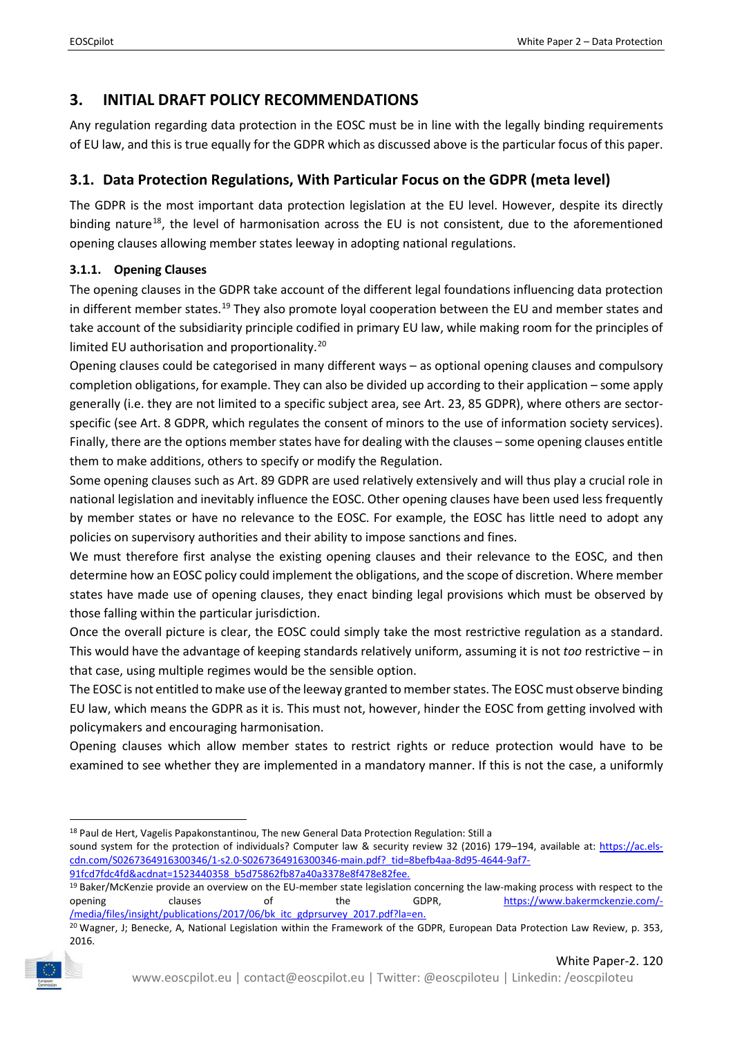## 3. INITIAL DRAFT POLICY RECOMMENDATIONS

Any regulation regarding data protection in the EOSC must be in line with the legally binding requirements of EU law, and this is true equally for the GDPR which as discussed above is the particular focus of this paper.

### 3.1. Data Protection Regulations, With Particular Focus on the GDPR (meta level)

The GDPR is the most important data protection legislation at the EU level. However, despite its directly binding nature[18], the level of harmonisation across the EU is not consistent, due to the aforementioned opening clauses allowing member states leeway in adopting national regulations.

#### 3.1.1. Opening Clauses

The opening clauses in the GDPR take account of the different legal foundations influencing data protection in different member states.[19] They also promote loyal cooperation between the EU and member states and take account of the subsidiarity principle codified in primary EU law, while making room for the principles of limited EU authorisation and proportionality.[20]

Opening clauses could be categorised in many different ways – as optional opening clauses and compulsory completion obligations, for example. They can also be divided up according to their application – some apply generally (i.e. they are not limited to a specific subject area, see Art. 23, 85 GDPR), where others are sector-specific (see Art. 8 GDPR, which regulates the consent of minors to the use of information society services). Finally, there are the options member states have for dealing with the clauses – some opening clauses entitle them to make additions, others to specify or modify the Regulation.

Some opening clauses such as Art. 89 GDPR are used relatively extensively and will thus play a crucial role in national legislation and inevitably influence the EOSC. Other opening clauses have been used less frequently by member states or have no relevance to the EOSC. For example, the EOSC has little need to adopt any policies on supervisory authorities and their ability to impose sanctions and fines.

We must therefore first analyse the existing opening clauses and their relevance to the EOSC, and then determine how an EOSC policy could implement the obligations, and the scope of discretion. Where member states have made use of opening clauses, they enact binding legal provisions which must be observed by those falling within the particular jurisdiction.

Once the overall picture is clear, the EOSC could simply take the most restrictive regulation as a standard. This would have the advantage of keeping standards relatively uniform, assuming it is not *too* restrictive – in that case, using multiple regimes would be the sensible option.

The EOSC is not entitled to make use of the leeway granted to member states. The EOSC must observe binding EU law, which means the GDPR as it is. This must not, however, hinder the EOSC from getting involved with policymakers and encouraging harmonisation.

Opening clauses which allow member states to restrict rights or reduce protection would have to be examined to see whether they are implemented in a mandatory manner. If this is not the case, a uniformly

---

[18] Paul de Hert, Vagelis Papakonstantinou, The new General Data Protection Regulation: Still a sound system for the protection of individuals? Computer law & security review 32 (2016) 179–194, available at: https://ac.els-cdn.com/S0267364916300346/1-s2.0-S0267364916300346-main.pdf?_tid=8befb4aa-8d95-4644-9af7-91fcd7fdc4fd&acdnat=1523440358_b5d75862fb87a40a3378e8f478e82fee.

[19] Baker/McKenzie provide an overview on the EU-member state legislation concerning the law-making process with respect to the opening clauses of the GDPR, https://www.bakermckenzie.com/-/media/files/insight/publications/2017/06/bk_itc_gdprsurvey_2017.pdf?la=en.

[20] Wagner, J; Benecke, A, National Legislation within the Framework of the GDPR, European Data Protection Law Review, p. 353, 2016.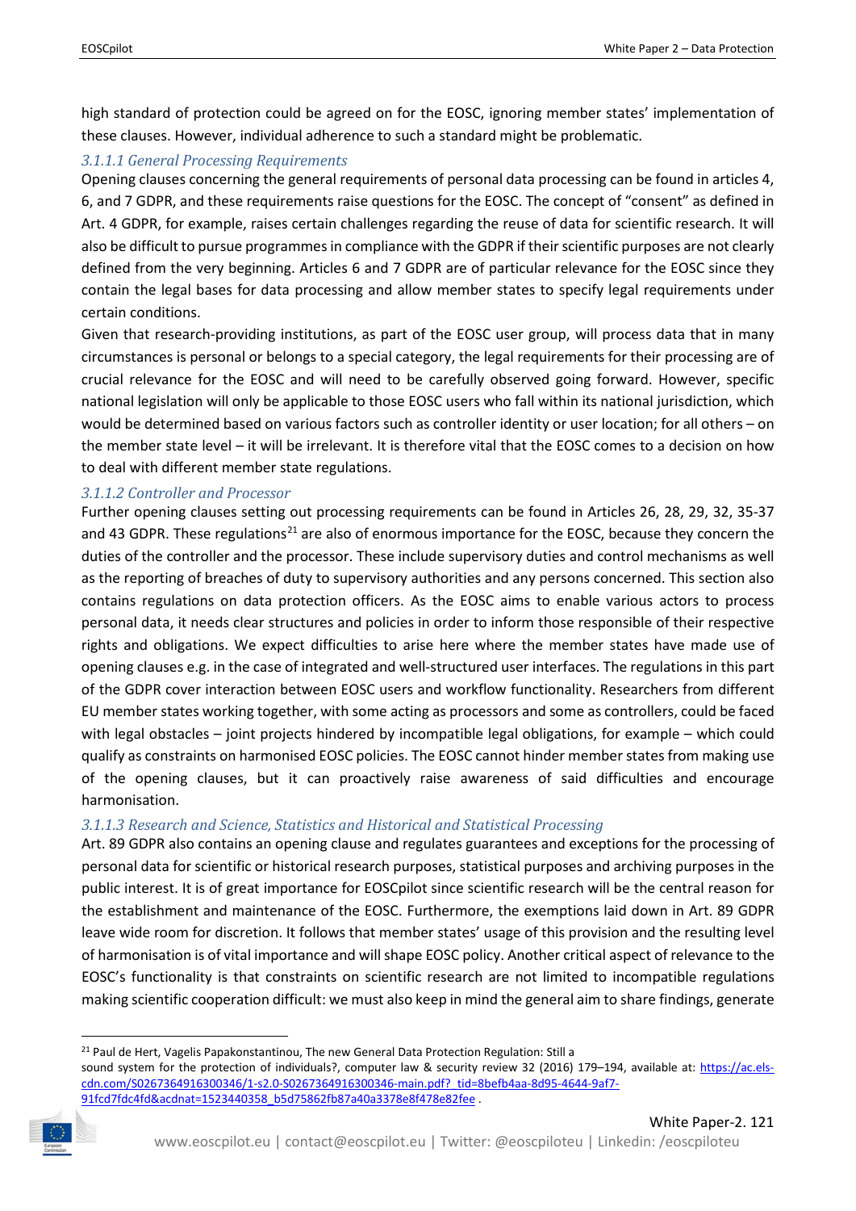high standard of protection could be agreed on for the EOSC, ignoring member states' implementation of these clauses. However, individual adherence to such a standard might be problematic.

#### *3.1.1.1 General Processing Requirements*

Opening clauses concerning the general requirements of personal data processing can be found in articles 4, 6, and 7 GDPR, and these requirements raise questions for the EOSC. The concept of "consent" as defined in Art. 4 GDPR, for example, raises certain challenges regarding the reuse of data for scientific research. It will also be difficult to pursue programmes in compliance with the GDPR if their scientific purposes are not clearly defined from the very beginning. Articles 6 and 7 GDPR are of particular relevance for the EOSC since they contain the legal bases for data processing and allow member states to specify legal requirements under certain conditions.

Given that research-providing institutions, as part of the EOSC user group, will process data that in many circumstances is personal or belongs to a special category, the legal requirements for their processing are of crucial relevance for the EOSC and will need to be carefully observed going forward. However, specific national legislation will only be applicable to those EOSC users who fall within its national jurisdiction, which would be determined based on various factors such as controller identity or user location; for all others – on the member state level – it will be irrelevant. It is therefore vital that the EOSC comes to a decision on how to deal with different member state regulations.

#### *3.1.1.2 Controller and Processor*

Further opening clauses setting out processing requirements can be found in Articles 26, 28, 29, 32, 35-37 and 43 GDPR. These regulations[21] are also of enormous importance for the EOSC, because they concern the duties of the controller and the processor. These include supervisory duties and control mechanisms as well as the reporting of breaches of duty to supervisory authorities and any persons concerned. This section also contains regulations on data protection officers. As the EOSC aims to enable various actors to process personal data, it needs clear structures and policies in order to inform those responsible of their respective rights and obligations. We expect difficulties to arise here where the member states have made use of opening clauses e.g. in the case of integrated and well-structured user interfaces. The regulations in this part of the GDPR cover interaction between EOSC users and workflow functionality. Researchers from different EU member states working together, with some acting as processors and some as controllers, could be faced with legal obstacles – joint projects hindered by incompatible legal obligations, for example – which could qualify as constraints on harmonised EOSC policies. The EOSC cannot hinder member states from making use of the opening clauses, but it can proactively raise awareness of said difficulties and encourage harmonisation.

#### *3.1.1.3 Research and Science, Statistics and Historical and Statistical Processing*

Art. 89 GDPR also contains an opening clause and regulates guarantees and exceptions for the processing of personal data for scientific or historical research purposes, statistical purposes and archiving purposes in the public interest. It is of great importance for EOSCpilot since scientific research will be the central reason for the establishment and maintenance of the EOSC. Furthermore, the exemptions laid down in Art. 89 GDPR leave wide room for discretion. It follows that member states' usage of this provision and the resulting level of harmonisation is of vital importance and will shape EOSC policy. Another critical aspect of relevance to the EOSC's functionality is that constraints on scientific research are not limited to incompatible regulations making scientific cooperation difficult: we must also keep in mind the general aim to share findings, generate

---

[21] Paul de Hert, Vagelis Papakonstantinou, The new General Data Protection Regulation: Still a sound system for the protection of individuals?, computer law & security review 32 (2016) 179–194, available at: https://ac.els-cdn.com/S0267364916300346/1-s2.0-S0267364916300346-main.pdf?_tid=8befb4aa-8d95-4644-9af7-91fcd7fdc4fd&acdnat=1523440358_b5d75862fb87a40a3378e8f478e82fee .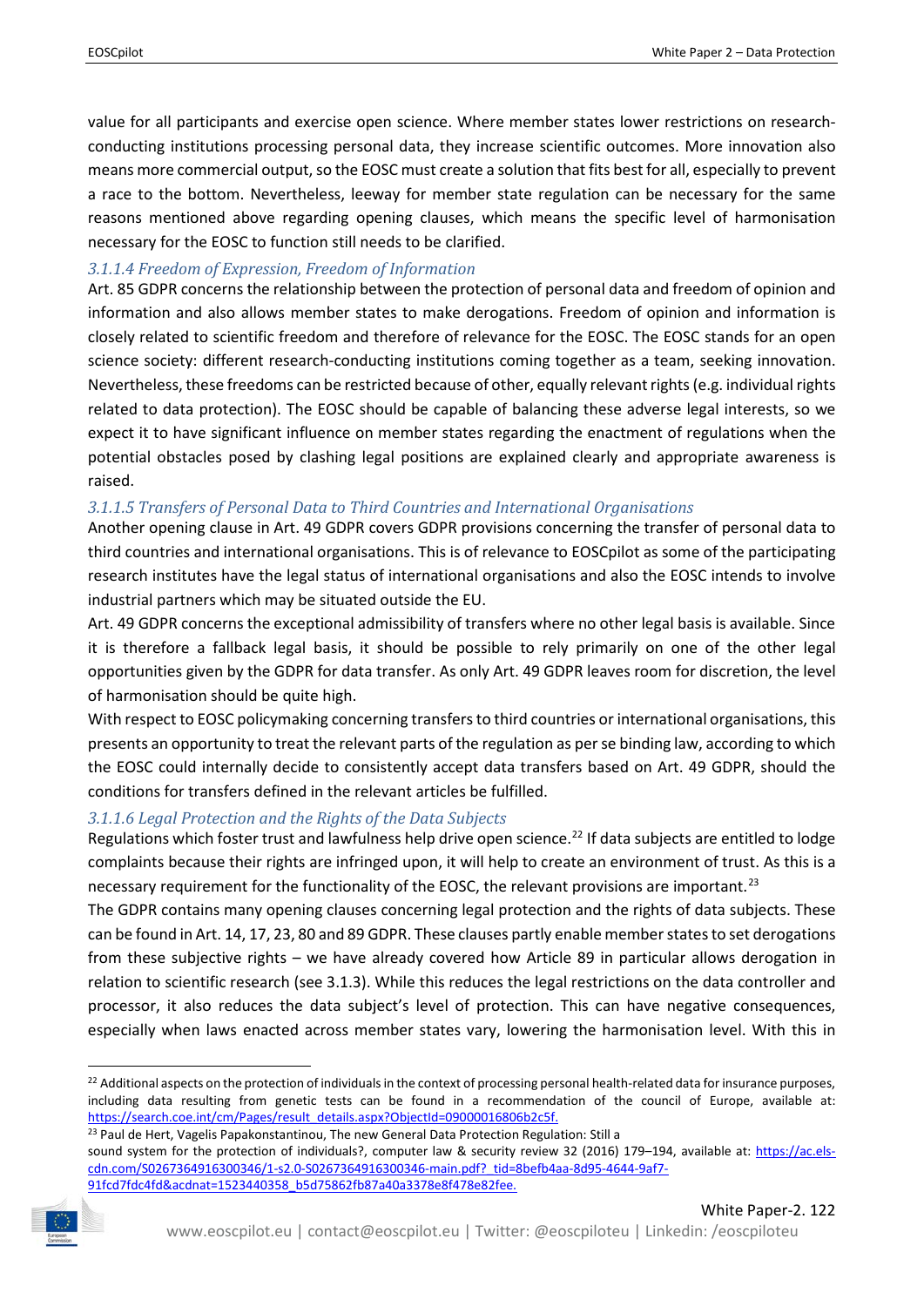value for all participants and exercise open science. Where member states lower restrictions on research-conducting institutions processing personal data, they increase scientific outcomes. More innovation also means more commercial output, so the EOSC must create a solution that fits best for all, especially to prevent a race to the bottom. Nevertheless, leeway for member state regulation can be necessary for the same reasons mentioned above regarding opening clauses, which means the specific level of harmonisation necessary for the EOSC to function still needs to be clarified.

#### *3.1.1.4 Freedom of Expression, Freedom of Information*

Art. 85 GDPR concerns the relationship between the protection of personal data and freedom of opinion and information and also allows member states to make derogations. Freedom of opinion and information is closely related to scientific freedom and therefore of relevance for the EOSC. The EOSC stands for an open science society: different research-conducting institutions coming together as a team, seeking innovation. Nevertheless, these freedoms can be restricted because of other, equally relevant rights (e.g. individual rights related to data protection). The EOSC should be capable of balancing these adverse legal interests, so we expect it to have significant influence on member states regarding the enactment of regulations when the potential obstacles posed by clashing legal positions are explained clearly and appropriate awareness is raised.

#### *3.1.1.5 Transfers of Personal Data to Third Countries and International Organisations*

Another opening clause in Art. 49 GDPR covers GDPR provisions concerning the transfer of personal data to third countries and international organisations. This is of relevance to EOSCpilot as some of the participating research institutes have the legal status of international organisations and also the EOSC intends to involve industrial partners which may be situated outside the EU.

Art. 49 GDPR concerns the exceptional admissibility of transfers where no other legal basis is available. Since it is therefore a fallback legal basis, it should be possible to rely primarily on one of the other legal opportunities given by the GDPR for data transfer. As only Art. 49 GDPR leaves room for discretion, the level of harmonisation should be quite high.

With respect to EOSC policymaking concerning transfers to third countries or international organisations, this presents an opportunity to treat the relevant parts of the regulation as per se binding law, according to which the EOSC could internally decide to consistently accept data transfers based on Art. 49 GDPR, should the conditions for transfers defined in the relevant articles be fulfilled.

#### *3.1.1.6 Legal Protection and the Rights of the Data Subjects*

Regulations which foster trust and lawfulness help drive open science.[22] If data subjects are entitled to lodge complaints because their rights are infringed upon, it will help to create an environment of trust. As this is a necessary requirement for the functionality of the EOSC, the relevant provisions are important.[23]

The GDPR contains many opening clauses concerning legal protection and the rights of data subjects. These can be found in Art. 14, 17, 23, 80 and 89 GDPR. These clauses partly enable member states to set derogations from these subjective rights – we have already covered how Article 89 in particular allows derogation in relation to scientific research (see 3.1.3). While this reduces the legal restrictions on the data controller and processor, it also reduces the data subject's level of protection. This can have negative consequences, especially when laws enacted across member states vary, lowering the harmonisation level. With this in

---

[22] Additional aspects on the protection of individuals in the context of processing personal health-related data for insurance purposes, including data resulting from genetic tests can be found in a recommendation of the council of Europe, available at: https://search.coe.int/cm/Pages/result_details.aspx?ObjectId=09000016806b2c5f.

[23] Paul de Hert, Vagelis Papakonstantinou, The new General Data Protection Regulation: Still a sound system for the protection of individuals?, computer law & security review 32 (2016) 179–194, available at: https://ac.els-cdn.com/S0267364916300346/1-s2.0-S0267364916300346-main.pdf?_tid=8befb4aa-8d95-4644-9af7-91fcd7fdc4fd&acdnat=1523440358_b5d75862fb87a40a3378e8f478e82fee.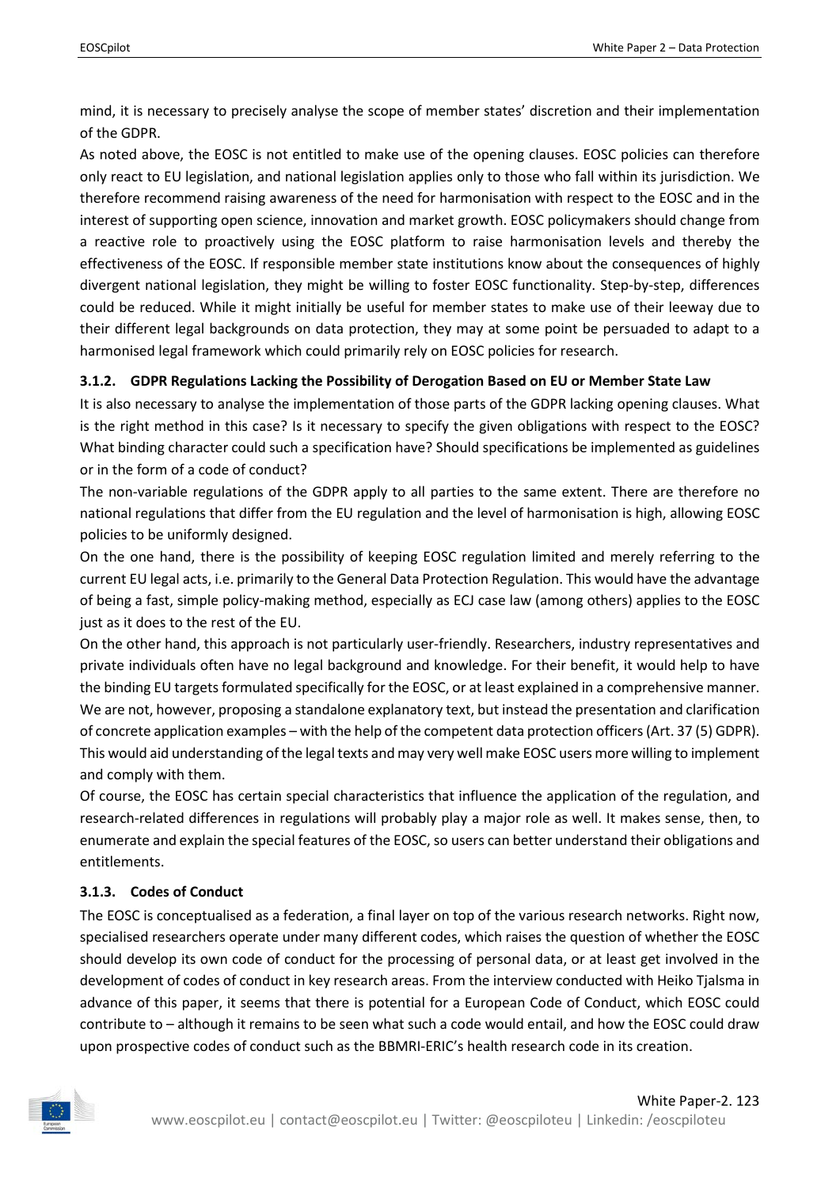mind, it is necessary to precisely analyse the scope of member states' discretion and their implementation of the GDPR.

As noted above, the EOSC is not entitled to make use of the opening clauses. EOSC policies can therefore only react to EU legislation, and national legislation applies only to those who fall within its jurisdiction. We therefore recommend raising awareness of the need for harmonisation with respect to the EOSC and in the interest of supporting open science, innovation and market growth. EOSC policymakers should change from a reactive role to proactively using the EOSC platform to raise harmonisation levels and thereby the effectiveness of the EOSC. If responsible member state institutions know about the consequences of highly divergent national legislation, they might be willing to foster EOSC functionality. Step-by-step, differences could be reduced. While it might initially be useful for member states to make use of their leeway due to their different legal backgrounds on data protection, they may at some point be persuaded to adapt to a harmonised legal framework which could primarily rely on EOSC policies for research.

### 3.1.2. GDPR Regulations Lacking the Possibility of Derogation Based on EU or Member State Law

It is also necessary to analyse the implementation of those parts of the GDPR lacking opening clauses. What is the right method in this case? Is it necessary to specify the given obligations with respect to the EOSC? What binding character could such a specification have? Should specifications be implemented as guidelines or in the form of a code of conduct?

The non-variable regulations of the GDPR apply to all parties to the same extent. There are therefore no national regulations that differ from the EU regulation and the level of harmonisation is high, allowing EOSC policies to be uniformly designed.

On the one hand, there is the possibility of keeping EOSC regulation limited and merely referring to the current EU legal acts, i.e. primarily to the General Data Protection Regulation. This would have the advantage of being a fast, simple policy-making method, especially as ECJ case law (among others) applies to the EOSC just as it does to the rest of the EU.

On the other hand, this approach is not particularly user-friendly. Researchers, industry representatives and private individuals often have no legal background and knowledge. For their benefit, it would help to have the binding EU targets formulated specifically for the EOSC, or at least explained in a comprehensive manner. We are not, however, proposing a standalone explanatory text, but instead the presentation and clarification of concrete application examples – with the help of the competent data protection officers (Art. 37 (5) GDPR). This would aid understanding of the legal texts and may very well make EOSC users more willing to implement and comply with them.

Of course, the EOSC has certain special characteristics that influence the application of the regulation, and research-related differences in regulations will probably play a major role as well. It makes sense, then, to enumerate and explain the special features of the EOSC, so users can better understand their obligations and entitlements.

### 3.1.3. Codes of Conduct

The EOSC is conceptualised as a federation, a final layer on top of the various research networks. Right now, specialised researchers operate under many different codes, which raises the question of whether the EOSC should develop its own code of conduct for the processing of personal data, or at least get involved in the development of codes of conduct in key research areas. From the interview conducted with Heiko Tjalsma in advance of this paper, it seems that there is potential for a European Code of Conduct, which EOSC could contribute to – although it remains to be seen what such a code would entail, and how the EOSC could draw upon prospective codes of conduct such as the BBMRI-ERIC's health research code in its creation.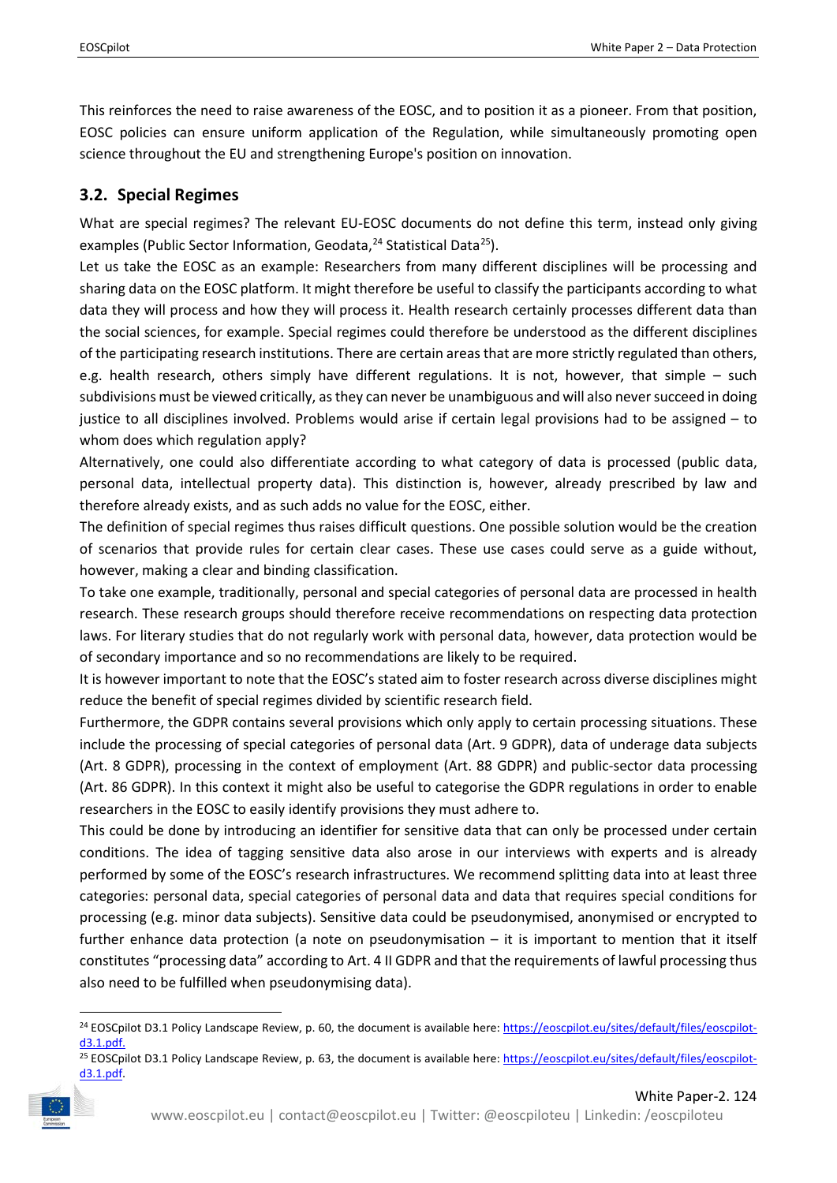This reinforces the need to raise awareness of the EOSC, and to position it as a pioneer. From that position, EOSC policies can ensure uniform application of the Regulation, while simultaneously promoting open science throughout the EU and strengthening Europe's position on innovation.

## 3.2. Special Regimes

What are special regimes? The relevant EU-EOSC documents do not define this term, instead only giving examples (Public Sector Information, Geodata,[24] Statistical Data[25]).

Let us take the EOSC as an example: Researchers from many different disciplines will be processing and sharing data on the EOSC platform. It might therefore be useful to classify the participants according to what data they will process and how they will process it. Health research certainly processes different data than the social sciences, for example. Special regimes could therefore be understood as the different disciplines of the participating research institutions. There are certain areas that are more strictly regulated than others, e.g. health research, others simply have different regulations. It is not, however, that simple – such subdivisions must be viewed critically, as they can never be unambiguous and will also never succeed in doing justice to all disciplines involved. Problems would arise if certain legal provisions had to be assigned – to whom does which regulation apply?

Alternatively, one could also differentiate according to what category of data is processed (public data, personal data, intellectual property data). This distinction is, however, already prescribed by law and therefore already exists, and as such adds no value for the EOSC, either.

The definition of special regimes thus raises difficult questions. One possible solution would be the creation of scenarios that provide rules for certain clear cases. These use cases could serve as a guide without, however, making a clear and binding classification.

To take one example, traditionally, personal and special categories of personal data are processed in health research. These research groups should therefore receive recommendations on respecting data protection laws. For literary studies that do not regularly work with personal data, however, data protection would be of secondary importance and so no recommendations are likely to be required.

It is however important to note that the EOSC's stated aim to foster research across diverse disciplines might reduce the benefit of special regimes divided by scientific research field.

Furthermore, the GDPR contains several provisions which only apply to certain processing situations. These include the processing of special categories of personal data (Art. 9 GDPR), data of underage data subjects (Art. 8 GDPR), processing in the context of employment (Art. 88 GDPR) and public-sector data processing (Art. 86 GDPR). In this context it might also be useful to categorise the GDPR regulations in order to enable researchers in the EOSC to easily identify provisions they must adhere to.

This could be done by introducing an identifier for sensitive data that can only be processed under certain conditions. The idea of tagging sensitive data also arose in our interviews with experts and is already performed by some of the EOSC's research infrastructures. We recommend splitting data into at least three categories: personal data, special categories of personal data and data that requires special conditions for processing (e.g. minor data subjects). Sensitive data could be pseudonymised, anonymised or encrypted to further enhance data protection (a note on pseudonymisation – it is important to mention that it itself constitutes "processing data" according to Art. 4 II GDPR and that the requirements of lawful processing thus also need to be fulfilled when pseudonymising data).

---

[24] EOSCpilot D3.1 Policy Landscape Review, p. 60, the document is available here: https://eoscpilot.eu/sites/default/files/eoscpilot-d3.1.pdf.

[25] EOSCpilot D3.1 Policy Landscape Review, p. 63, the document is available here: https://eoscpilot.eu/sites/default/files/eoscpilot-d3.1.pdf.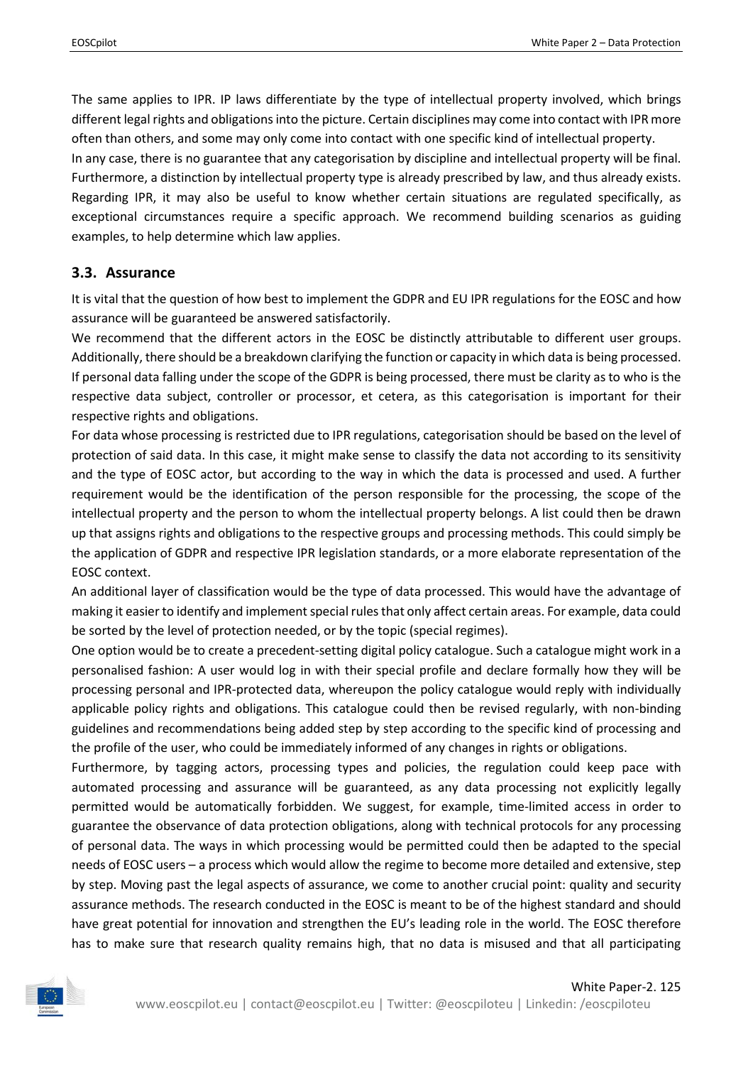The same applies to IPR. IP laws differentiate by the type of intellectual property involved, which brings different legal rights and obligations into the picture. Certain disciplines may come into contact with IPR more often than others, and some may only come into contact with one specific kind of intellectual property.

In any case, there is no guarantee that any categorisation by discipline and intellectual property will be final. Furthermore, a distinction by intellectual property type is already prescribed by law, and thus already exists. Regarding IPR, it may also be useful to know whether certain situations are regulated specifically, as exceptional circumstances require a specific approach. We recommend building scenarios as guiding examples, to help determine which law applies.

### 3.3. Assurance

It is vital that the question of how best to implement the GDPR and EU IPR regulations for the EOSC and how assurance will be guaranteed be answered satisfactorily.

We recommend that the different actors in the EOSC be distinctly attributable to different user groups. Additionally, there should be a breakdown clarifying the function or capacity in which data is being processed. If personal data falling under the scope of the GDPR is being processed, there must be clarity as to who is the respective data subject, controller or processor, et cetera, as this categorisation is important for their respective rights and obligations.

For data whose processing is restricted due to IPR regulations, categorisation should be based on the level of protection of said data. In this case, it might make sense to classify the data not according to its sensitivity and the type of EOSC actor, but according to the way in which the data is processed and used. A further requirement would be the identification of the person responsible for the processing, the scope of the intellectual property and the person to whom the intellectual property belongs. A list could then be drawn up that assigns rights and obligations to the respective groups and processing methods. This could simply be the application of GDPR and respective IPR legislation standards, or a more elaborate representation of the EOSC context.

An additional layer of classification would be the type of data processed. This would have the advantage of making it easier to identify and implement special rules that only affect certain areas. For example, data could be sorted by the level of protection needed, or by the topic (special regimes).

One option would be to create a precedent-setting digital policy catalogue. Such a catalogue might work in a personalised fashion: A user would log in with their special profile and declare formally how they will be processing personal and IPR-protected data, whereupon the policy catalogue would reply with individually applicable policy rights and obligations. This catalogue could then be revised regularly, with non-binding guidelines and recommendations being added step by step according to the specific kind of processing and the profile of the user, who could be immediately informed of any changes in rights or obligations.

Furthermore, by tagging actors, processing types and policies, the regulation could keep pace with automated processing and assurance will be guaranteed, as any data processing not explicitly legally permitted would be automatically forbidden. We suggest, for example, time-limited access in order to guarantee the observance of data protection obligations, along with technical protocols for any processing of personal data. The ways in which processing would be permitted could then be adapted to the special needs of EOSC users – a process which would allow the regime to become more detailed and extensive, step by step. Moving past the legal aspects of assurance, we come to another crucial point: quality and security assurance methods. The research conducted in the EOSC is meant to be of the highest standard and should have great potential for innovation and strengthen the EU's leading role in the world. The EOSC therefore has to make sure that research quality remains high, that no data is misused and that all participating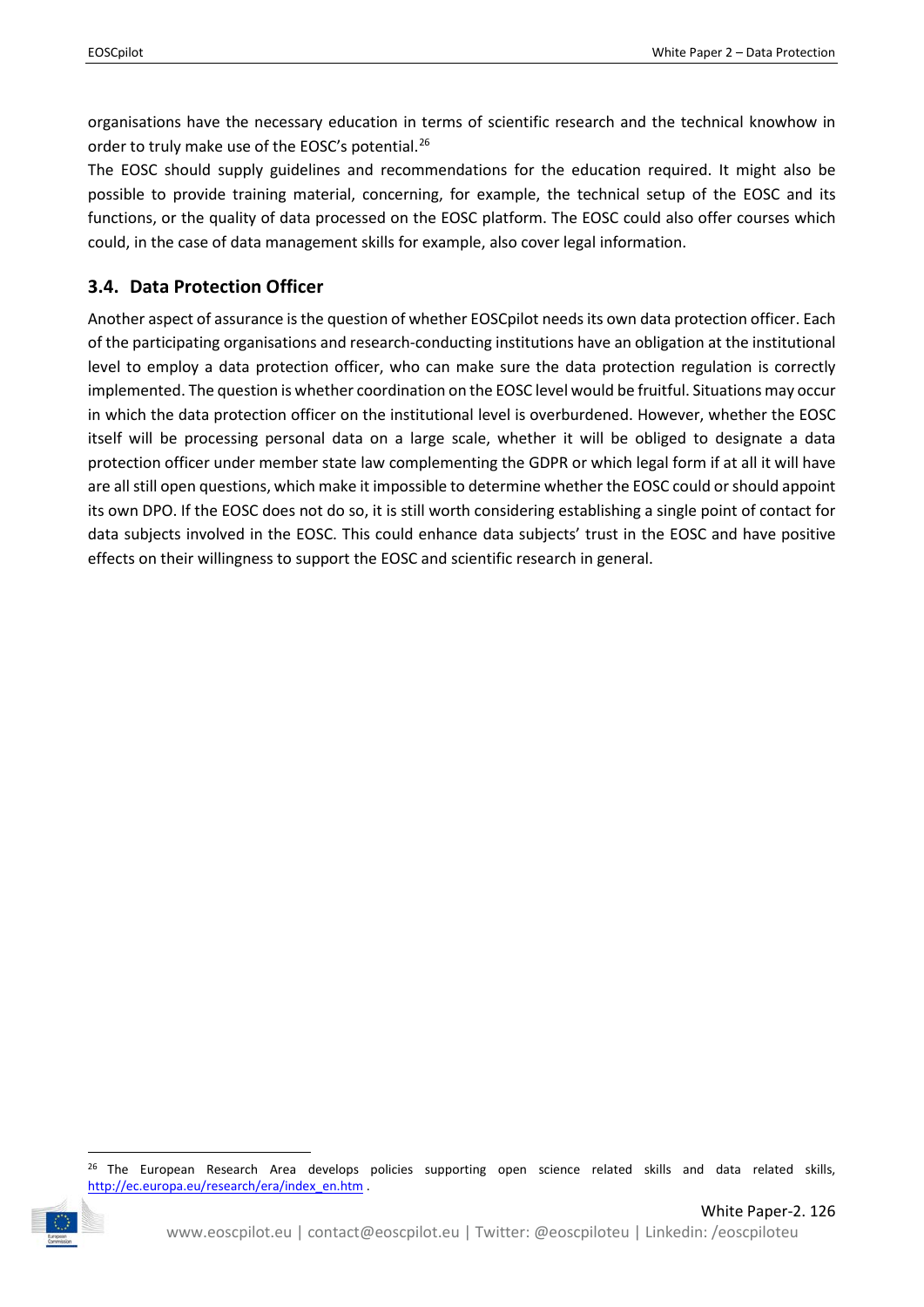organisations have the necessary education in terms of scientific research and the technical knowhow in order to truly make use of the EOSC's potential.[26]

The EOSC should supply guidelines and recommendations for the education required. It might also be possible to provide training material, concerning, for example, the technical setup of the EOSC and its functions, or the quality of data processed on the EOSC platform. The EOSC could also offer courses which could, in the case of data management skills for example, also cover legal information.

## 3.4. Data Protection Officer

Another aspect of assurance is the question of whether EOSCpilot needs its own data protection officer. Each of the participating organisations and research-conducting institutions have an obligation at the institutional level to employ a data protection officer, who can make sure the data protection regulation is correctly implemented. The question is whether coordination on the EOSC level would be fruitful. Situations may occur in which the data protection officer on the institutional level is overburdened. However, whether the EOSC itself will be processing personal data on a large scale, whether it will be obliged to designate a data protection officer under member state law complementing the GDPR or which legal form if at all it will have are all still open questions, which make it impossible to determine whether the EOSC could or should appoint its own DPO. If the EOSC does not do so, it is still worth considering establishing a single point of contact for data subjects involved in the EOSC. This could enhance data subjects' trust in the EOSC and have positive effects on their willingness to support the EOSC and scientific research in general.

[26] The European Research Area develops policies supporting open science related skills and data related skills, http://ec.europa.eu/research/era/index_en.htm .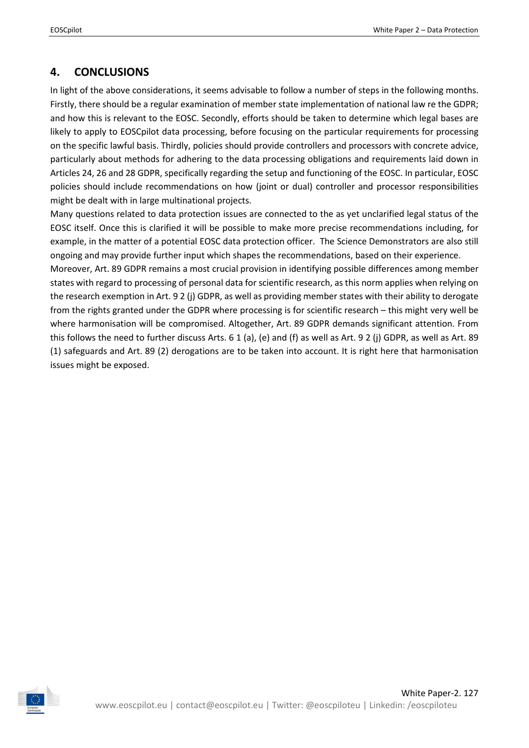## 4. CONCLUSIONS

In light of the above considerations, it seems advisable to follow a number of steps in the following months. Firstly, there should be a regular examination of member state implementation of national law re the GDPR; and how this is relevant to the EOSC. Secondly, efforts should be taken to determine which legal bases are likely to apply to EOSCpilot data processing, before focusing on the particular requirements for processing on the specific lawful basis. Thirdly, policies should provide controllers and processors with concrete advice, particularly about methods for adhering to the data processing obligations and requirements laid down in Articles 24, 26 and 28 GDPR, specifically regarding the setup and functioning of the EOSC. In particular, EOSC policies should include recommendations on how (joint or dual) controller and processor responsibilities might be dealt with in large multinational projects.

Many questions related to data protection issues are connected to the as yet unclarified legal status of the EOSC itself. Once this is clarified it will be possible to make more precise recommendations including, for example, in the matter of a potential EOSC data protection officer. The Science Demonstrators are also still ongoing and may provide further input which shapes the recommendations, based on their experience.

Moreover, Art. 89 GDPR remains a most crucial provision in identifying possible differences among member states with regard to processing of personal data for scientific research, as this norm applies when relying on the research exemption in Art. 9 2 (j) GDPR, as well as providing member states with their ability to derogate from the rights granted under the GDPR where processing is for scientific research – this might very well be where harmonisation will be compromised. Altogether, Art. 89 GDPR demands significant attention. From this follows the need to further discuss Arts. 6 1 (a), (e) and (f) as well as Art. 9 2 (j) GDPR, as well as Art. 89 (1) safeguards and Art. 89 (2) derogations are to be taken into account. It is right here that harmonisation issues might be exposed.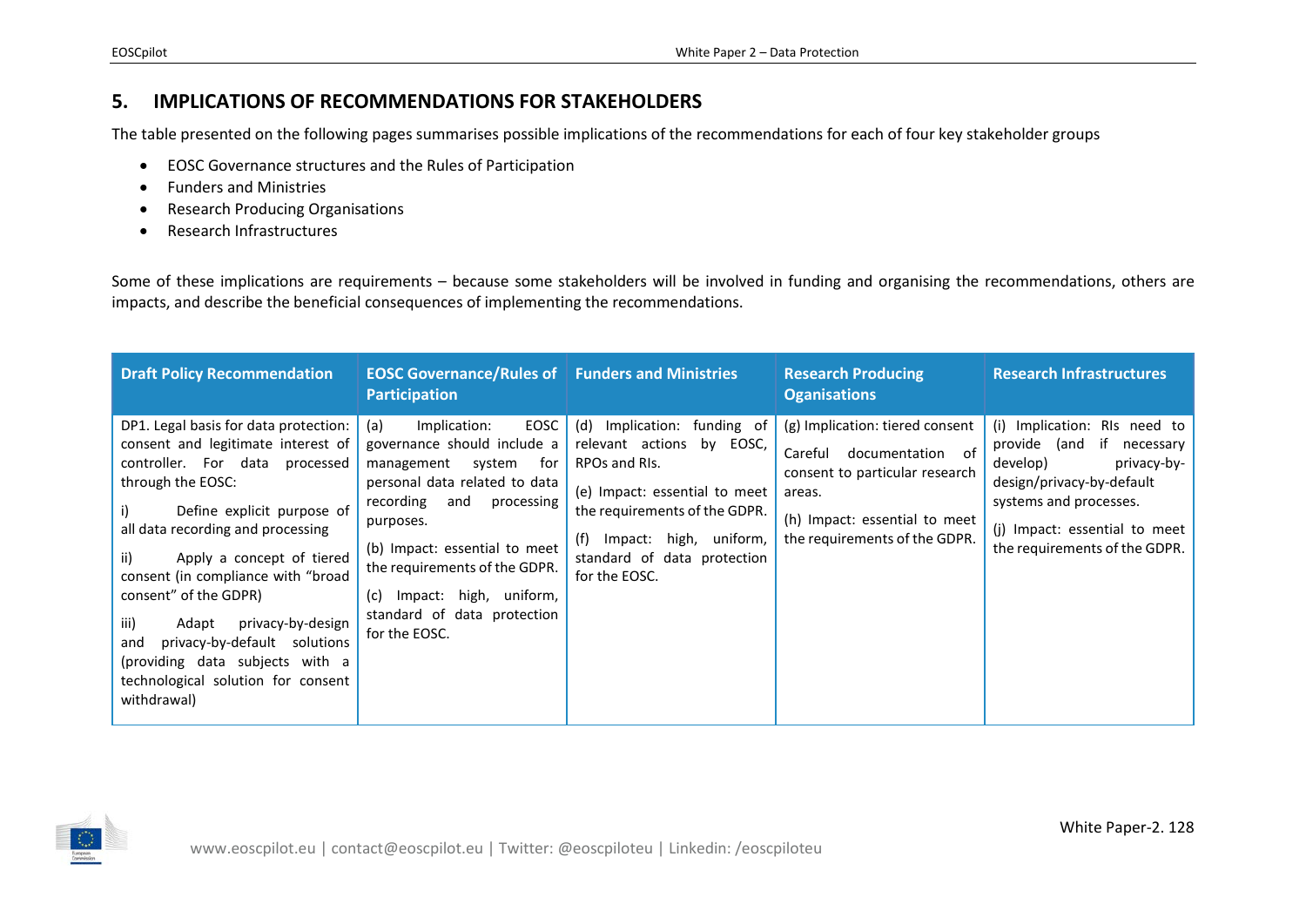## 5. IMPLICATIONS OF RECOMMENDATIONS FOR STAKEHOLDERS

The table presented on the following pages summarises possible implications of the recommendations for each of four key stakeholder groups

- EOSC Governance structures and the Rules of Participation
- Funders and Ministries
- Research Producing Organisations
- Research Infrastructures

Some of these implications are requirements – because some stakeholders will be involved in funding and organising the recommendations, others are impacts, and describe the beneficial consequences of implementing the recommendations.

| Draft Policy Recommendation | EOSC Governance/Rules of Participation | Funders and Ministries | Research Producing Oganisations | Research Infrastructures |
|---|---|---|---|---|
| DP1. Legal basis for data protection: consent and legitimate interest of controller. For data processed through the EOSC:<br><br>i) Define explicit purpose of all data recording and processing<br><br>ii) Apply a concept of tiered consent (in compliance with "broad consent" of the GDPR)<br><br>iii) Adapt privacy-by-design and privacy-by-default solutions (providing data subjects with a technological solution for consent withdrawal) | (a) Implication: EOSC governance should include a management system for personal data related to data recording and processing purposes.<br><br>(b) Impact: essential to meet the requirements of the GDPR.<br><br>(c) Impact: high, uniform, standard of data protection for the EOSC. | (d) Implication: funding of relevant actions by EOSC, RPOs and RIs.<br><br>(e) Impact: essential to meet the requirements of the GDPR.<br><br>(f) Impact: high, uniform, standard of data protection for the EOSC. | (g) Implication: tiered consent<br><br>Careful documentation of consent to particular research areas.<br><br>(h) Impact: essential to meet the requirements of the GDPR. | (i) Implication: RIs need to provide (and if necessary develop) privacy-by-design/privacy-by-default systems and processes.<br><br>(j) Impact: essential to meet the requirements of the GDPR. |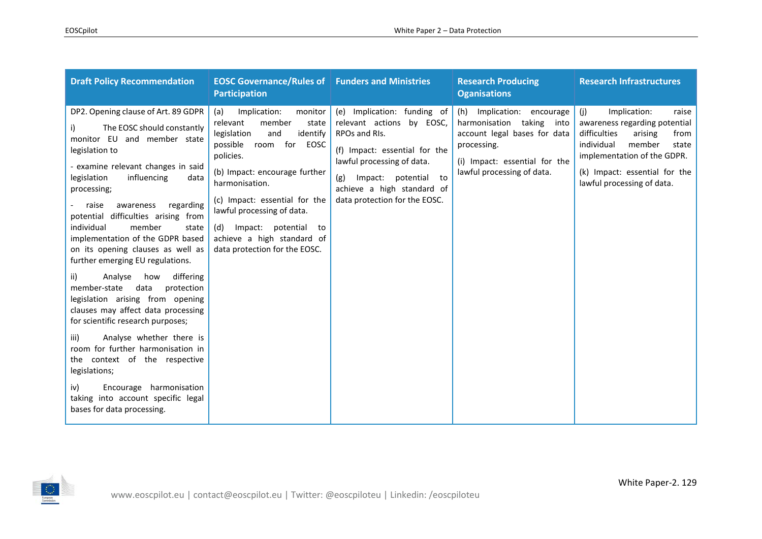| Draft Policy Recommendation | EOSC Governance/Rules of Participation | Funders and Ministries | Research Producing Oganisations | Research Infrastructures |
|---|---|---|---|---|
| DP2. Opening clause of Art. 89 GDPR<br><br>i) The EOSC should constantly monitor EU and member state legislation to<br><br>- examine relevant changes in said legislation influencing data processing;<br><br>- raise awareness regarding potential difficulties arising from individual member state implementation of the GDPR based on its opening clauses as well as further emerging EU regulations.<br><br>ii) Analyse how differing member-state data protection legislation arising from opening clauses may affect data processing for scientific research purposes;<br><br>iii) Analyse whether there is room for further harmonisation in the context of the respective legislations;<br><br>iv) Encourage harmonisation taking into account specific legal bases for data processing. | (a) Implication: monitor relevant member state legislation and identify possible room for EOSC policies.<br><br>(b) Impact: encourage further harmonisation.<br><br>(c) Impact: essential for the lawful processing of data.<br><br>(d) Impact: potential to achieve a high standard of data protection for the EOSC. | (e) Implication: funding of relevant actions by EOSC, RPOs and RIs.<br><br>(f) Impact: essential for the lawful processing of data.<br><br>(g) Impact: potential to achieve a high standard of data protection for the EOSC. | (h) Implication: encourage harmonisation taking into account legal bases for data processing.<br><br>(i) Impact: essential for the lawful processing of data. | (j) Implication: raise awareness regarding potential difficulties arising from individual member state implementation of the GDPR.<br><br>(k) Impact: essential for the lawful processing of data. |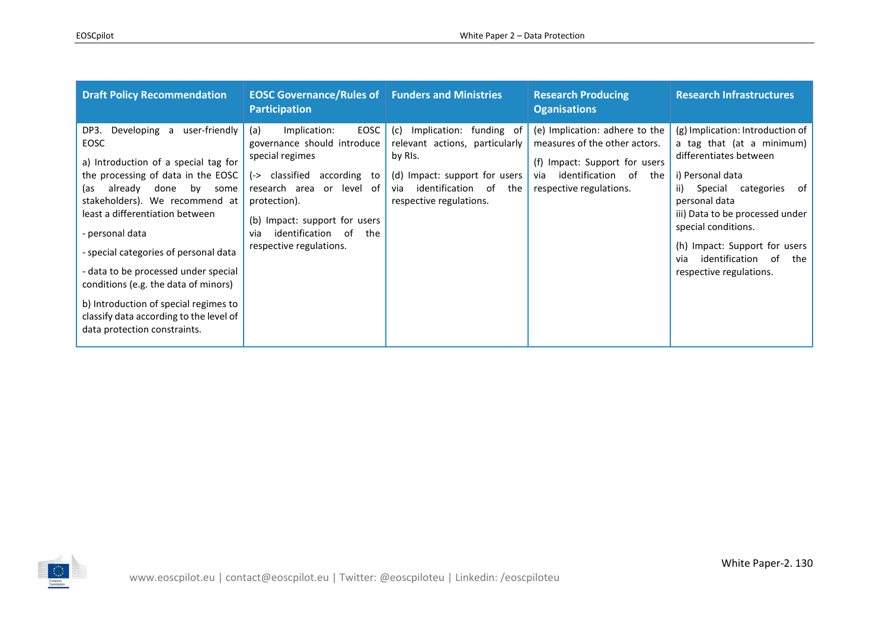| Draft Policy Recommendation | EOSC Governance/Rules of Participation | Funders and Ministries | Research Producing Oganisations | Research Infrastructures |
|---|---|---|---|---|
| DP3. Developing a user-friendly EOSC<br><br>a) Introduction of a special tag for the processing of data in the EOSC (as already done by some stakeholders). We recommend at least a differentiation between<br><br>- personal data<br><br>- special categories of personal data<br><br>- data to be processed under special conditions (e.g. the data of minors)<br><br>b) Introduction of special regimes to classify data according to the level of data protection constraints. | (a) Implication: EOSC governance should introduce special regimes<br><br>(-> classified according to research area or level of protection).<br><br>(b) Impact: support for users via identification of the respective regulations. | (c) Implication: funding of relevant actions, particularly by RIs.<br><br>(d) Impact: support for users via identification of the respective regulations. | (e) Implication: adhere to the measures of the other actors.<br><br>(f) Impact: Support for users via identification of the respective regulations. | (g) Implication: Introduction of a tag that (at a minimum) differentiates between<br><br>i) Personal data<br>ii) Special categories of personal data<br>iii) Data to be processed under special conditions.<br><br>(h) Impact: Support for users via identification of the respective regulations. |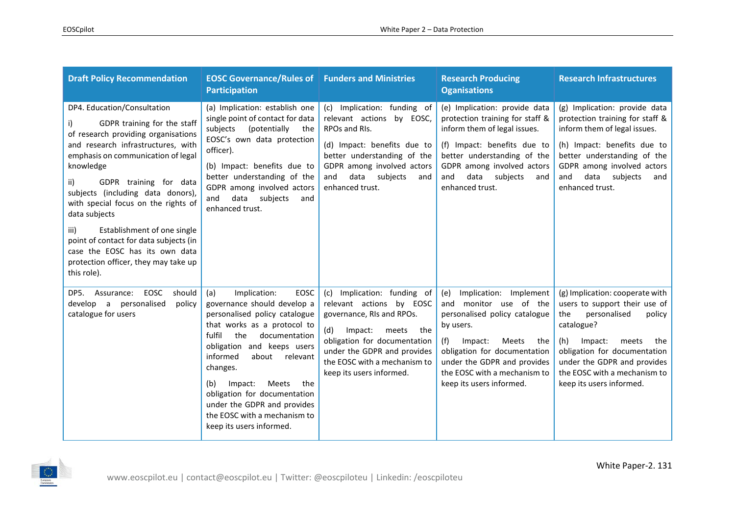| Draft Policy Recommendation | EOSC Governance/Rules of Participation | Funders and Ministries | Research Producing Oganisations | Research Infrastructures |
|---|---|---|---|---|
| DP4. Education/Consultation<br><br>i) GDPR training for the staff of research providing organisations and research infrastructures, with emphasis on communication of legal knowledge<br><br>ii) GDPR training for data subjects (including data donors), with special focus on the rights of data subjects<br><br>iii) Establishment of one single point of contact for data subjects (in case the EOSC has its own data protection officer, they may take up this role). | (a) Implication: establish one single point of contact for data subjects (potentially the EOSC's own data protection officer).<br><br>(b) Impact: benefits due to better understanding of the GDPR among involved actors and data subjects and enhanced trust. | (c) Implication: funding of relevant actions by EOSC, RPOs and RIs.<br><br>(d) Impact: benefits due to better understanding of the GDPR among involved actors and data subjects and enhanced trust. | (e) Implication: provide data protection training for staff & inform them of legal issues.<br><br>(f) Impact: benefits due to better understanding of the GDPR among involved actors and data subjects and enhanced trust. | (g) Implication: provide data protection training for staff & inform them of legal issues.<br><br>(h) Impact: benefits due to better understanding of the GDPR among involved actors and data subjects and enhanced trust. |
| DP5. Assurance: EOSC should develop a personalised policy catalogue for users | (a) Implication: EOSC governance should develop a personalised policy catalogue that works as a protocol to fulfil the documentation obligation and keeps users informed about relevant changes.<br><br>(b) Impact: Meets the obligation for documentation under the GDPR and provides the EOSC with a mechanism to keep its users informed. | (c) Implication: funding of relevant actions by EOSC governance, RIs and RPOs.<br><br>(d) Impact: meets the obligation for documentation under the GDPR and provides the EOSC with a mechanism to keep its users informed. | (e) Implication: Implement and monitor use of the personalised policy catalogue by users.<br><br>(f) Impact: Meets the obligation for documentation under the GDPR and provides the EOSC with a mechanism to keep its users informed. | (g) Implication: cooperate with users to support their use of the personalised policy catalogue?<br><br>(h) Impact: meets the obligation for documentation under the GDPR and provides the EOSC with a mechanism to keep its users informed. |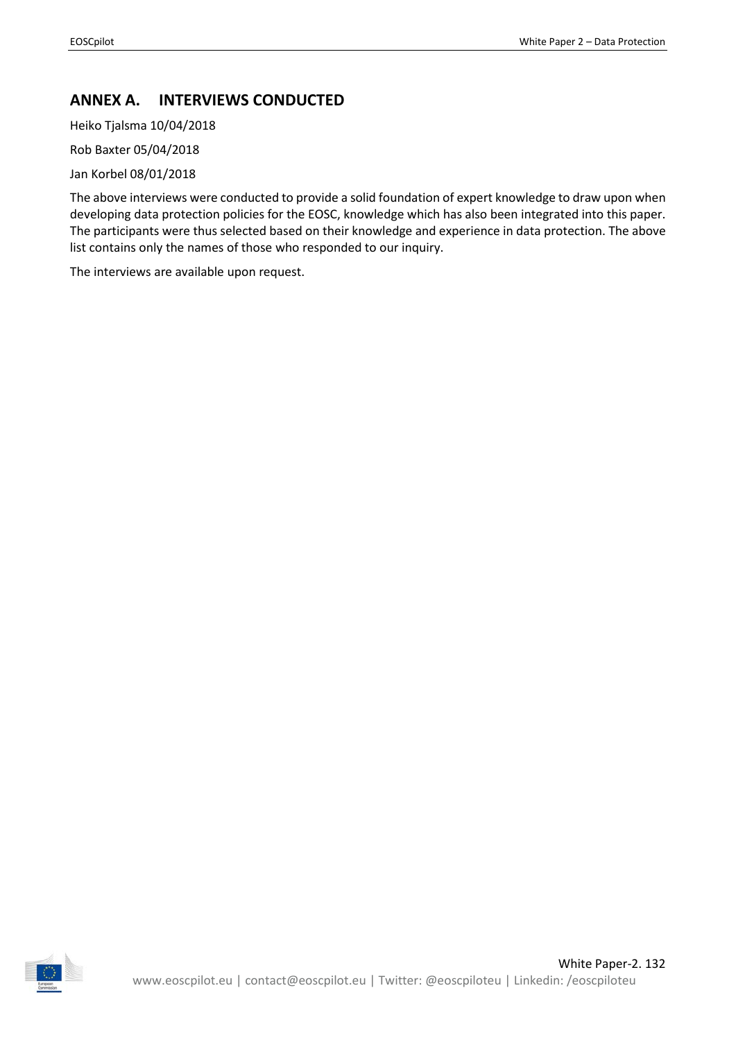# ANNEX A. INTERVIEWS CONDUCTED

Heiko Tjalsma 10/04/2018

Rob Baxter 05/04/2018

Jan Korbel 08/01/2018

The above interviews were conducted to provide a solid foundation of expert knowledge to draw upon when developing data protection policies for the EOSC, knowledge which has also been integrated into this paper. The participants were thus selected based on their knowledge and experience in data protection. The above list contains only the names of those who responded to our inquiry.

The interviews are available upon request.